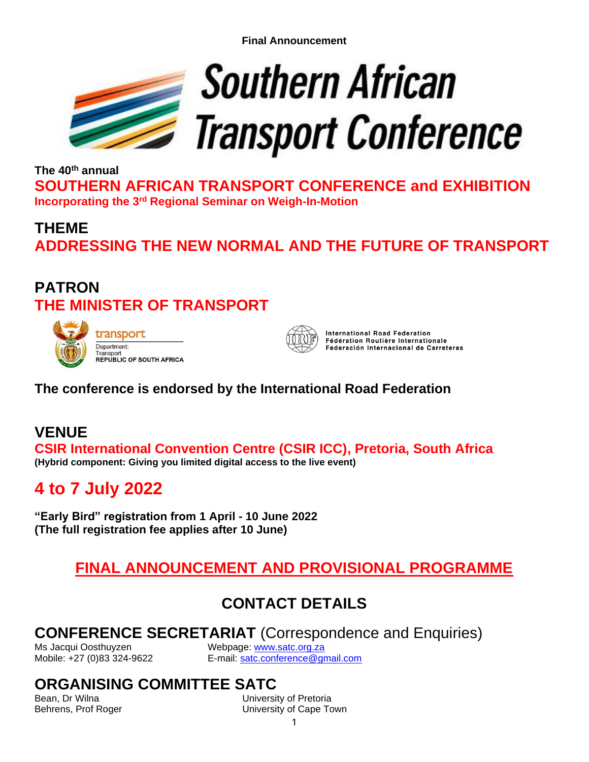**Final Announcement**

# Southern African Transport Conference

**The 40th annual**

## SOUTHERN AFRICAN TRANSPORT CONFERENCE and EXHIBITION

**Incorporating the 3rd Regional Seminar on Weigh-In-Motion**

## THEME

## ADDRESSING THE NEW NORMAL AND THE FUTURE OF TRANSPORT

## PATRON

## THE MINISTER OF TRANSPORT

transport
Department:
Transport
REPUBLIC OF SOUTH AFRICA

International Road Federation
Fédération Routière Internationale
Federación Internacional de Carreteras

**The conference is endorsed by the International Road Federation**

## VENUE

**CSIR International Convention Centre (CSIR ICC), Pretoria, South Africa**

**(Hybrid component: Giving you limited digital access to the live event)**

## 4 to 7 July 2022

**"Early Bird" registration from 1 April - 10 June 2022**
**(The full registration fee applies after 10 June)**

## FINAL ANNOUNCEMENT AND PROVISIONAL PROGRAMME

## CONTACT DETAILS

### CONFERENCE SECRETARIAT (Correspondence and Enquiries)

Ms Jacqui Oosthuyzen
Mobile: +27 (0)83 324-9622

Webpage: www.satc.org.za
E-mail: satc.conference@gmail.com

### ORGANISING COMMITTEE SATC

| | |
|---|---|
| Bean, Dr Wilna | University of Pretoria |
| Behrens, Prof Roger | University of Cape Town |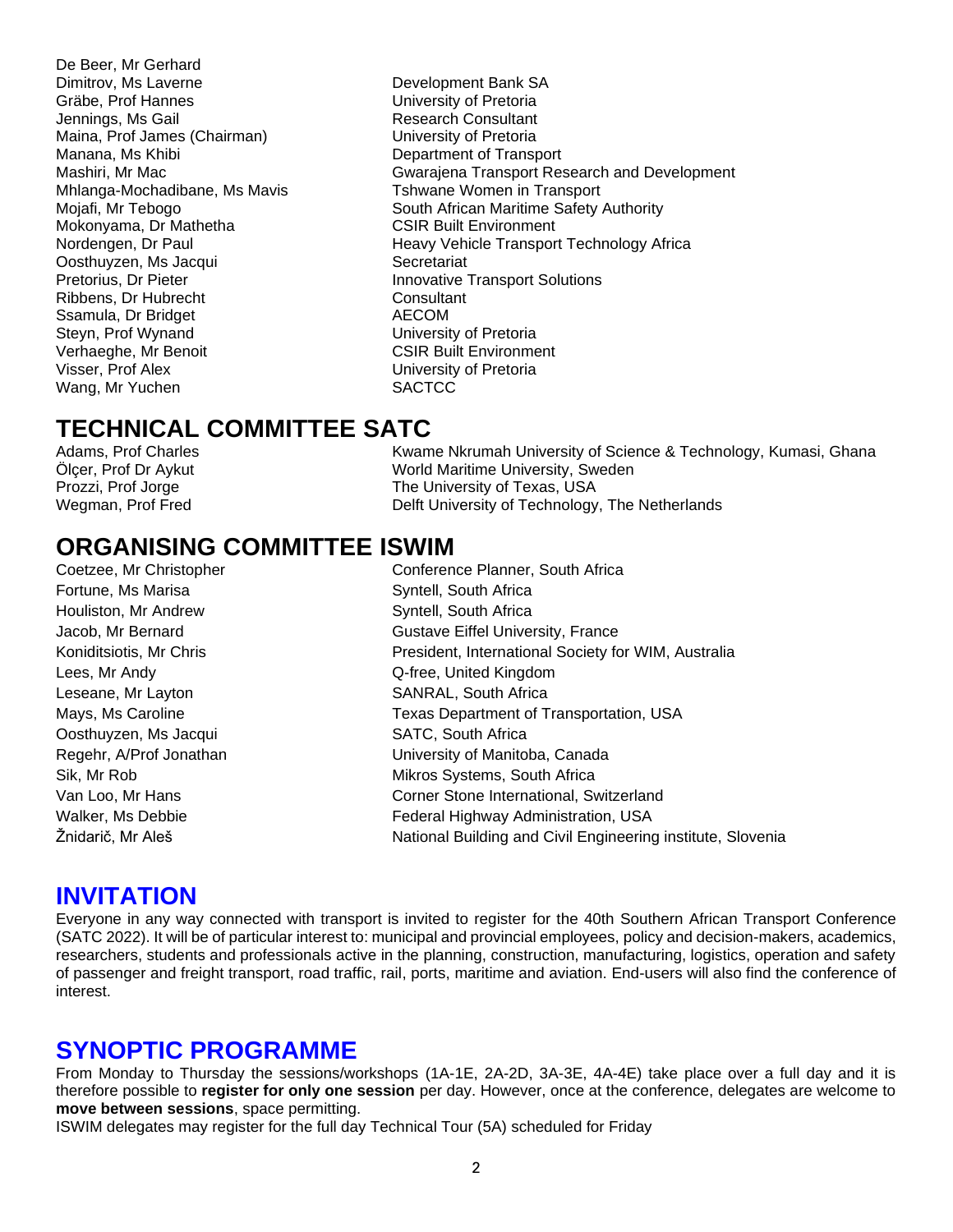| | |
|---|---|
| De Beer, Mr Gerhard | |
| Dimitrov, Ms Laverne | Development Bank SA |
| Gräbe, Prof Hannes | University of Pretoria |
| Jennings, Ms Gail | Research Consultant |
| Maina, Prof James (Chairman) | University of Pretoria |
| Manana, Ms Khibi | Department of Transport |
| Mashiri, Mr Mac | Gwarajena Transport Research and Development |
| Mhlanga-Mochadibane, Ms Mavis | Tshwane Women in Transport |
| Mojafi, Mr Tebogo | South African Maritime Safety Authority |
| Mokonyama, Dr Mathetha | CSIR Built Environment |
| Nordengen, Dr Paul | Heavy Vehicle Transport Technology Africa |
| Oosthuyzen, Ms Jacqui | Secretariat |
| Pretorius, Dr Pieter | Innovative Transport Solutions |
| Ribbens, Dr Hubrecht | Consultant |
| Ssamula, Dr Bridget | AECOM |
| Steyn, Prof Wynand | University of Pretoria |
| Verhaeghe, Mr Benoit | CSIR Built Environment |
| Visser, Prof Alex | University of Pretoria |
| Wang, Mr Yuchen | SACTCC |

# TECHNICAL COMMITTEE SATC

| | |
|---|---|
| Adams, Prof Charles | Kwame Nkrumah University of Science & Technology, Kumasi, Ghana |
| Ölçer, Prof Dr Aykut | World Maritime University, Sweden |
| Prozzi, Prof Jorge | The University of Texas, USA |
| Wegman, Prof Fred | Delft University of Technology, The Netherlands |

# ORGANISING COMMITTEE ISWIM

| | |
|---|---|
| Coetzee, Mr Christopher | Conference Planner, South Africa |
| Fortune, Ms Marisa | Syntell, South Africa |
| Houliston, Mr Andrew | Syntell, South Africa |
| Jacob, Mr Bernard | Gustave Eiffel University, France |
| Koniditsiotis, Mr Chris | President, International Society for WIM, Australia |
| Lees, Mr Andy | Q-free, United Kingdom |
| Leseane, Mr Layton | SANRAL, South Africa |
| Mays, Ms Caroline | Texas Department of Transportation, USA |
| Oosthuyzen, Ms Jacqui | SATC, South Africa |
| Regehr, A/Prof Jonathan | University of Manitoba, Canada |
| Sik, Mr Rob | Mikros Systems, South Africa |
| Van Loo, Mr Hans | Corner Stone International, Switzerland |
| Walker, Ms Debbie | Federal Highway Administration, USA |
| Žnidarič, Mr Aleš | National Building and Civil Engineering institute, Slovenia |

# INVITATION

Everyone in any way connected with transport is invited to register for the 40th Southern African Transport Conference (SATC 2022). It will be of particular interest to: municipal and provincial employees, policy and decision-makers, academics, researchers, students and professionals active in the planning, construction, manufacturing, logistics, operation and safety of passenger and freight transport, road traffic, rail, ports, maritime and aviation. End-users will also find the conference of interest.

# SYNOPTIC PROGRAMME

From Monday to Thursday the sessions/workshops (1A-1E, 2A-2D, 3A-3E, 4A-4E) take place over a full day and it is therefore possible to **register for only one session** per day. However, once at the conference, delegates are welcome to **move between sessions**, space permitting.

ISWIM delegates may register for the full day Technical Tour (5A) scheduled for Friday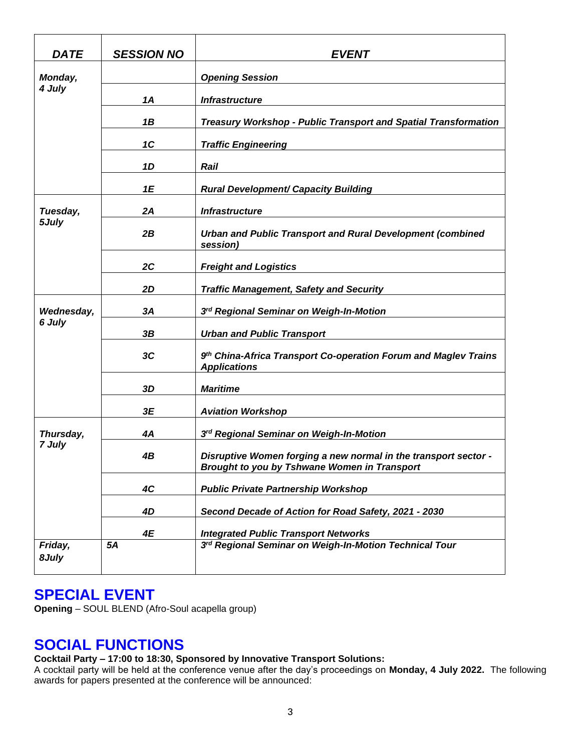| *DATE* | *SESSION NO* | *EVENT* |
|---|---|---|
| ***Monday, 4 July*** | | ***Opening Session*** |
| | ***1A*** | ***Infrastructure*** |
| | ***1B*** | ***Treasury Workshop - Public Transport and Spatial Transformation*** |
| | ***1C*** | ***Traffic Engineering*** |
| | ***1D*** | ***Rail*** |
| | ***1E*** | ***Rural Development/ Capacity Building*** |
| ***Tuesday, 5July*** | ***2A*** | ***Infrastructure*** |
| | ***2B*** | ***Urban and Public Transport and Rural Development (combined session)*** |
| | ***2C*** | ***Freight and Logistics*** |
| | ***2D*** | ***Traffic Management, Safety and Security*** |
| ***Wednesday, 6 July*** | ***3A*** | ***3rd Regional Seminar on Weigh-In-Motion*** |
| | ***3B*** | ***Urban and Public Transport*** |
| | ***3C*** | ***9th China-Africa Transport Co-operation Forum and Maglev Trains Applications*** |
| | ***3D*** | ***Maritime*** |
| | ***3E*** | ***Aviation Workshop*** |
| ***Thursday, 7 July*** | ***4A*** | ***3rd Regional Seminar on Weigh-In-Motion*** |
| | ***4B*** | ***Disruptive Women forging a new normal in the transport sector - Brought to you by Tshwane Women in Transport*** |
| | ***4C*** | ***Public Private Partnership Workshop*** |
| | ***4D*** | ***Second Decade of Action for Road Safety, 2021 - 2030*** |
| | ***4E*** | ***Integrated Public Transport Networks*** |
| ***Friday, 8July*** | ***5A*** | ***3rd Regional Seminar on Weigh-In-Motion Technical Tour*** |

## SPECIAL EVENT

**Opening** – SOUL BLEND (Afro-Soul acapella group)

## SOCIAL FUNCTIONS

**Cocktail Party – 17:00 to 18:30, Sponsored by Innovative Transport Solutions:**

A cocktail party will be held at the conference venue after the day's proceedings on **Monday, 4 July 2022.** The following awards for papers presented at the conference will be announced: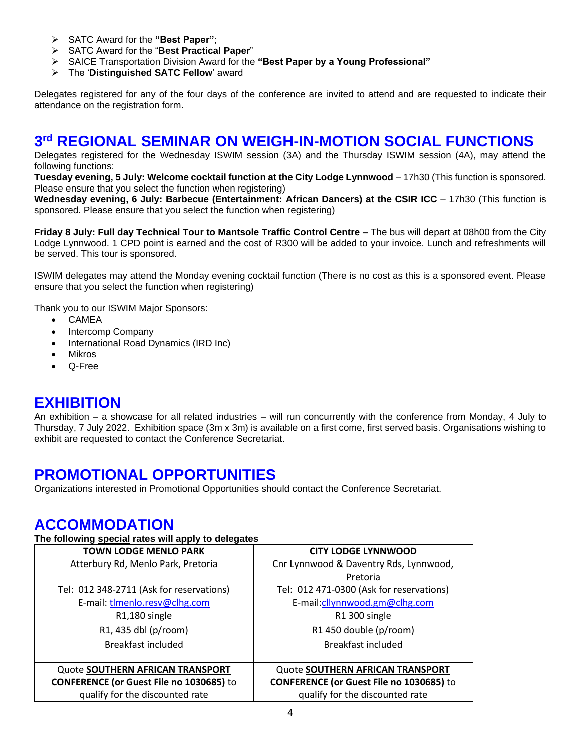- SATC Award for the **"Best Paper"**;
- SATC Award for the "**Best Practical Paper**"
- SAICE Transportation Division Award for the **"Best Paper by a Young Professional"**
- The '**Distinguished SATC Fellow**' award

Delegates registered for any of the four days of the conference are invited to attend and are requested to indicate their attendance on the registration form.

## 3rd REGIONAL SEMINAR ON WEIGH-IN-MOTION SOCIAL FUNCTIONS

Delegates registered for the Wednesday ISWIM session (3A) and the Thursday ISWIM session (4A), may attend the following functions:

**Tuesday evening, 5 July: Welcome cocktail function at the City Lodge Lynnwood** – 17h30 (This function is sponsored. Please ensure that you select the function when registering)

**Wednesday evening, 6 July: Barbecue (Entertainment: African Dancers) at the CSIR ICC** – 17h30 (This function is sponsored. Please ensure that you select the function when registering)

**Friday 8 July: Full day Technical Tour to Mantsole Traffic Control Centre –** The bus will depart at 08h00 from the City Lodge Lynnwood. 1 CPD point is earned and the cost of R300 will be added to your invoice. Lunch and refreshments will be served. This tour is sponsored.

ISWIM delegates may attend the Monday evening cocktail function (There is no cost as this is a sponsored event. Please ensure that you select the function when registering)

Thank you to our ISWIM Major Sponsors:

- CAMEA
- Intercomp Company
- International Road Dynamics (IRD Inc)
- Mikros
- Q-Free

## EXHIBITION

An exhibition – a showcase for all related industries – will run concurrently with the conference from Monday, 4 July to Thursday, 7 July 2022. Exhibition space (3m x 3m) is available on a first come, first served basis. Organisations wishing to exhibit are requested to contact the Conference Secretariat.

## PROMOTIONAL OPPORTUNITIES

Organizations interested in Promotional Opportunities should contact the Conference Secretariat.

## ACCOMMODATION

**The following special rates will apply to delegates**

| **TOWN LODGE MENLO PARK** | **CITY LODGE LYNNWOOD** |
|---|---|
| Atterbury Rd, Menlo Park, Pretoria<br><br>Tel: 012 348-2711 (Ask for reservations)<br>E-mail: tlmenlo.resv@clhg.com | Cnr Lynnwood & Daventry Rds, Lynnwood, Pretoria<br>Tel: 012 471-0300 (Ask for reservations)<br>E-mail:cllynnwood.gm@clhg.com |
| R1,180 single<br>R1, 435 dbl (p/room)<br>Breakfast included | R1 300 single<br>R1 450 double (p/room)<br>Breakfast included |
| Quote **SOUTHERN AFRICAN TRANSPORT CONFERENCE (or Guest File no 1030685)** to qualify for the discounted rate | Quote **SOUTHERN AFRICAN TRANSPORT CONFERENCE (or Guest File no 1030685)** to qualify for the discounted rate |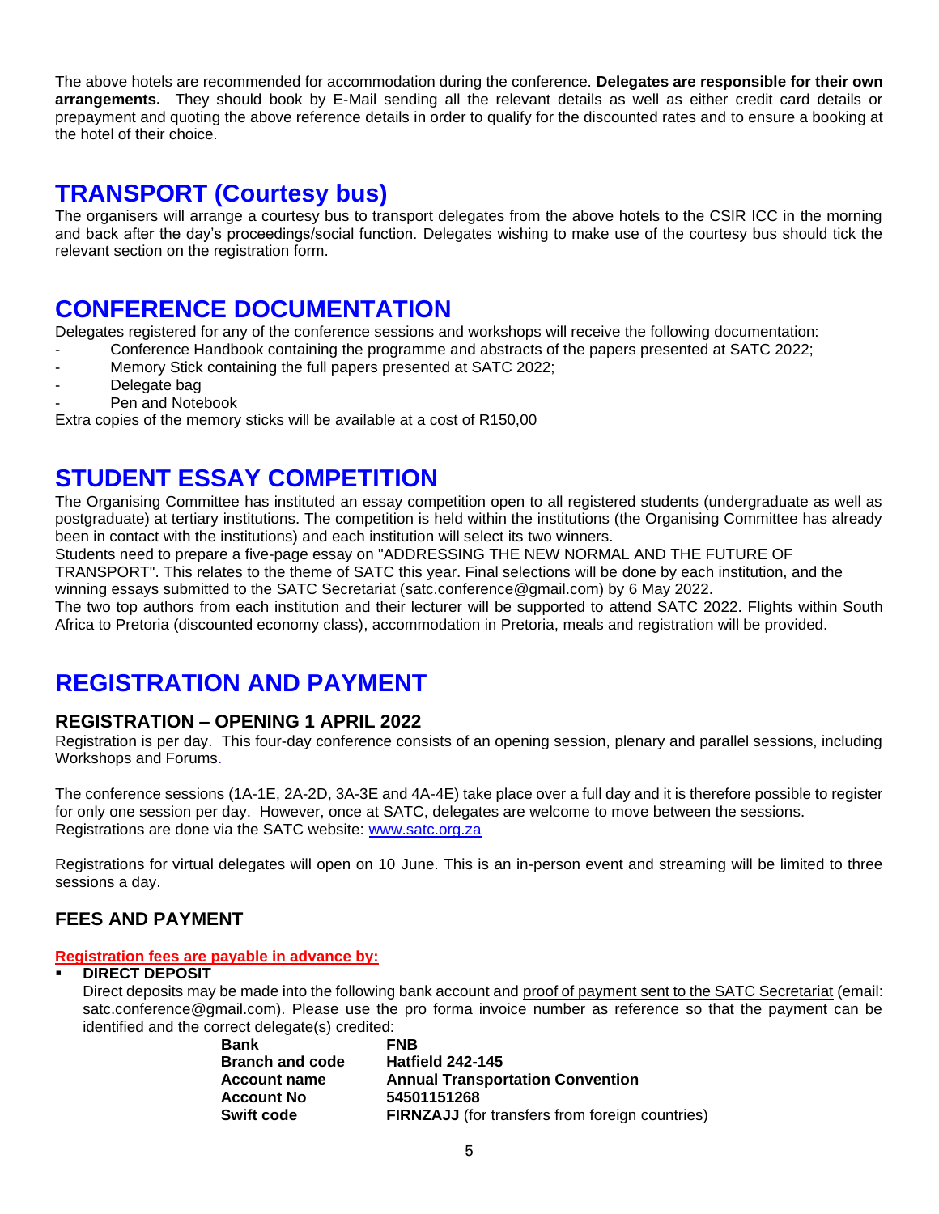The above hotels are recommended for accommodation during the conference. **Delegates are responsible for their own arrangements.** They should book by E-Mail sending all the relevant details as well as either credit card details or prepayment and quoting the above reference details in order to qualify for the discounted rates and to ensure a booking at the hotel of their choice.

# TRANSPORT (Courtesy bus)

The organisers will arrange a courtesy bus to transport delegates from the above hotels to the CSIR ICC in the morning and back after the day's proceedings/social function. Delegates wishing to make use of the courtesy bus should tick the relevant section on the registration form.

# CONFERENCE DOCUMENTATION

Delegates registered for any of the conference sessions and workshops will receive the following documentation:

- Conference Handbook containing the programme and abstracts of the papers presented at SATC 2022;
- Memory Stick containing the full papers presented at SATC 2022;
- Delegate bag
- Pen and Notebook

Extra copies of the memory sticks will be available at a cost of R150,00

# STUDENT ESSAY COMPETITION

The Organising Committee has instituted an essay competition open to all registered students (undergraduate as well as postgraduate) at tertiary institutions. The competition is held within the institutions (the Organising Committee has already been in contact with the institutions) and each institution will select its two winners.

Students need to prepare a five-page essay on "ADDRESSING THE NEW NORMAL AND THE FUTURE OF TRANSPORT". This relates to the theme of SATC this year. Final selections will be done by each institution, and the winning essays submitted to the SATC Secretariat (satc.conference@gmail.com) by 6 May 2022.

The two top authors from each institution and their lecturer will be supported to attend SATC 2022. Flights within South Africa to Pretoria (discounted economy class), accommodation in Pretoria, meals and registration will be provided.

# REGISTRATION AND PAYMENT

## REGISTRATION – OPENING 1 APRIL 2022

Registration is per day. This four-day conference consists of an opening session, plenary and parallel sessions, including Workshops and Forums.

The conference sessions (1A-1E, 2A-2D, 3A-3E and 4A-4E) take place over a full day and it is therefore possible to register for only one session per day. However, once at SATC, delegates are welcome to move between the sessions. Registrations are done via the SATC website: [www.satc.org.za](http://www.satc.org.za)

Registrations for virtual delegates will open on 10 June. This is an in-person event and streaming will be limited to three sessions a day.

## FEES AND PAYMENT

**Registration fees are payable in advance by:**

- **DIRECT DEPOSIT**

  Direct deposits may be made into the following bank account and proof of payment sent to the SATC Secretariat (email: satc.conference@gmail.com). Please use the pro forma invoice number as reference so that the payment can be identified and the correct delegate(s) credited:

| | |
|---|---|
| **Bank** | **FNB** |
| **Branch and code** | **Hatfield 242-145** |
| **Account name** | **Annual Transportation Convention** |
| **Account No** | **54501151268** |
| **Swift code** | **FIRNZAJJ** (for transfers from foreign countries) |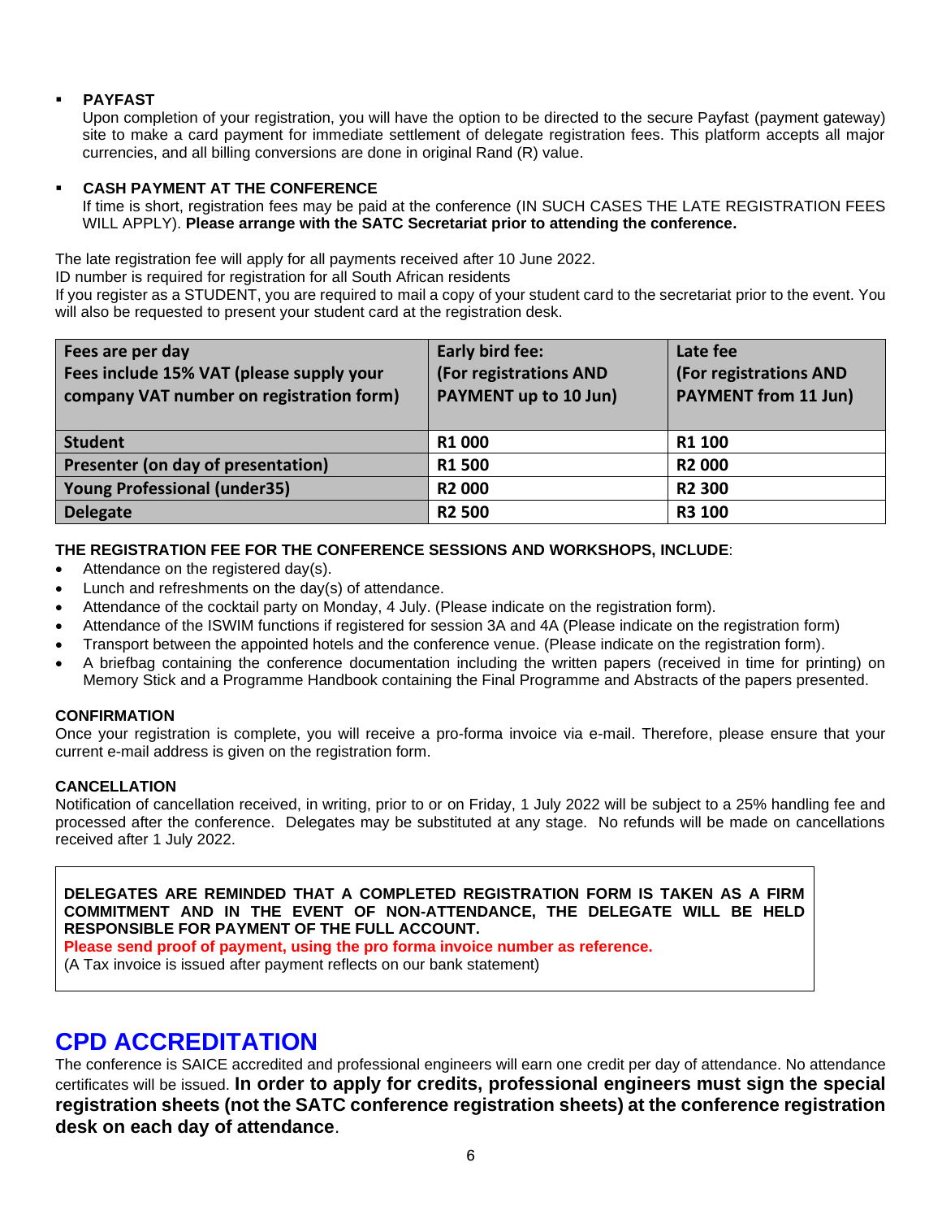- **PAYFAST**
  Upon completion of your registration, you will have the option to be directed to the secure Payfast (payment gateway) site to make a card payment for immediate settlement of delegate registration fees. This platform accepts all major currencies, and all billing conversions are done in original Rand (R) value.

- **CASH PAYMENT AT THE CONFERENCE**
  If time is short, registration fees may be paid at the conference (IN SUCH CASES THE LATE REGISTRATION FEES WILL APPLY). **Please arrange with the SATC Secretariat prior to attending the conference.**

The late registration fee will apply for all payments received after 10 June 2022.
ID number is required for registration for all South African residents
If you register as a STUDENT, you are required to mail a copy of your student card to the secretariat prior to the event. You will also be requested to present your student card at the registration desk.

| Fees are per day<br>Fees include 15% VAT (please supply your company VAT number on registration form) | Early bird fee:<br>(For registrations AND PAYMENT up to 10 Jun) | Late fee<br>(For registrations AND PAYMENT from 11 Jun) |
|---|---|---|
| **Student** | **R1 000** | **R1 100** |
| **Presenter (on day of presentation)** | **R1 500** | **R2 000** |
| **Young Professional (under35)** | **R2 000** | **R2 300** |
| **Delegate** | **R2 500** | **R3 100** |

**THE REGISTRATION FEE FOR THE CONFERENCE SESSIONS AND WORKSHOPS, INCLUDE**:

- Attendance on the registered day(s).
- Lunch and refreshments on the day(s) of attendance.
- Attendance of the cocktail party on Monday, 4 July. (Please indicate on the registration form).
- Attendance of the ISWIM functions if registered for session 3A and 4A (Please indicate on the registration form)
- Transport between the appointed hotels and the conference venue. (Please indicate on the registration form).
- A briefbag containing the conference documentation including the written papers (received in time for printing) on Memory Stick and a Programme Handbook containing the Final Programme and Abstracts of the papers presented.

**CONFIRMATION**

Once your registration is complete, you will receive a pro-forma invoice via e-mail. Therefore, please ensure that your current e-mail address is given on the registration form.

**CANCELLATION**

Notification of cancellation received, in writing, prior to or on Friday, 1 July 2022 will be subject to a 25% handling fee and processed after the conference. Delegates may be substituted at any stage. No refunds will be made on cancellations received after 1 July 2022.

**DELEGATES ARE REMINDED THAT A COMPLETED REGISTRATION FORM IS TAKEN AS A FIRM COMMITMENT AND IN THE EVENT OF NON-ATTENDANCE, THE DELEGATE WILL BE HELD RESPONSIBLE FOR PAYMENT OF THE FULL ACCOUNT.**
**Please send proof of payment, using the pro forma invoice number as reference.**
(A Tax invoice is issued after payment reflects on our bank statement)

# CPD ACCREDITATION

The conference is SAICE accredited and professional engineers will earn one credit per day of attendance. No attendance certificates will be issued. **In order to apply for credits, professional engineers must sign the special registration sheets (not the SATC conference registration sheets) at the conference registration desk on each day of attendance**.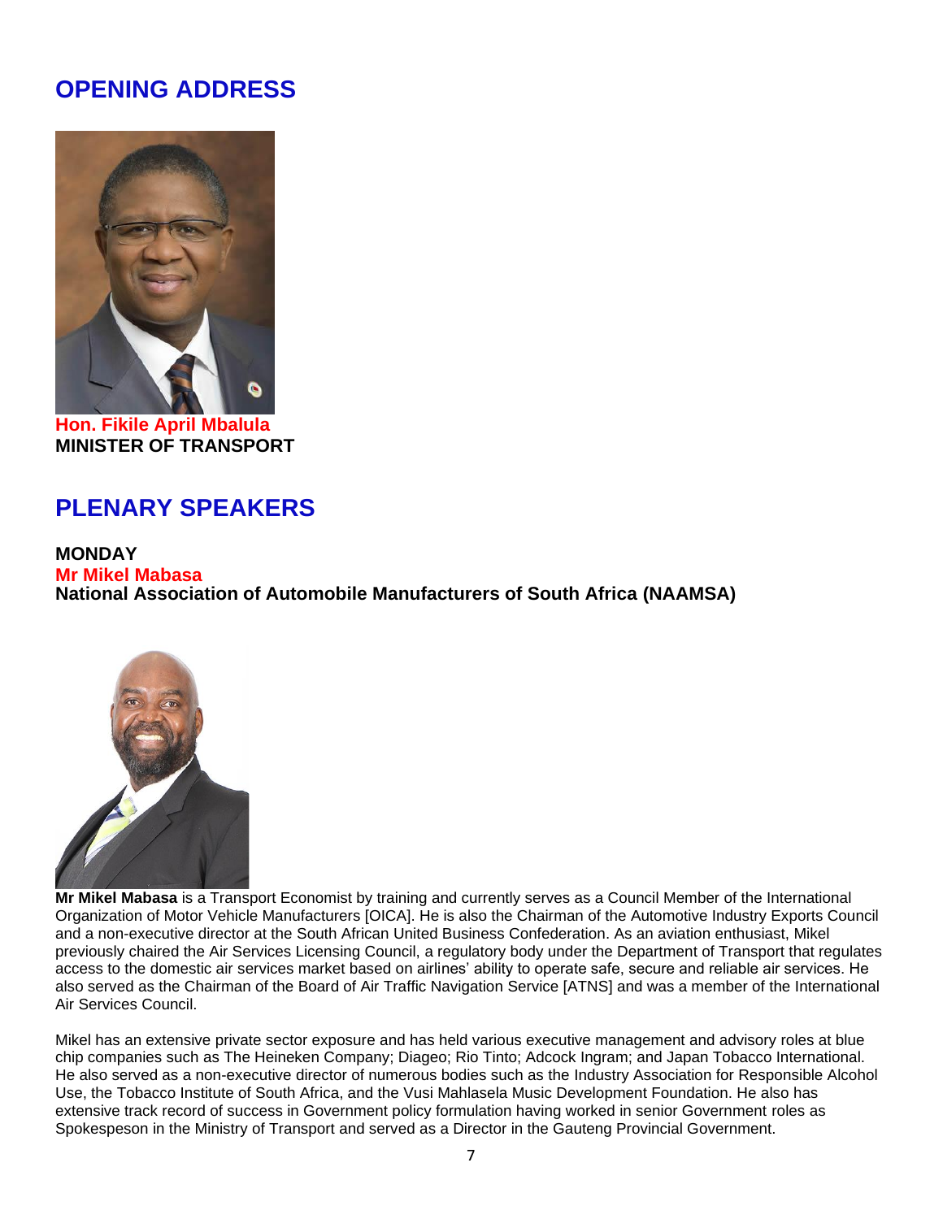# OPENING ADDRESS

**Hon. Fikile April Mbalula**
**MINISTER OF TRANSPORT**

# PLENARY SPEAKERS

**MONDAY**
**Mr Mikel Mabasa**
**National Association of Automobile Manufacturers of South Africa (NAAMSA)**

**Mr Mikel Mabasa** is a Transport Economist by training and currently serves as a Council Member of the International Organization of Motor Vehicle Manufacturers [OICA]. He is also the Chairman of the Automotive Industry Exports Council and a non-executive director at the South African United Business Confederation. As an aviation enthusiast, Mikel previously chaired the Air Services Licensing Council, a regulatory body under the Department of Transport that regulates access to the domestic air services market based on airlines' ability to operate safe, secure and reliable air services. He also served as the Chairman of the Board of Air Traffic Navigation Service [ATNS] and was a member of the International Air Services Council.

Mikel has an extensive private sector exposure and has held various executive management and advisory roles at blue chip companies such as The Heineken Company; Diageo; Rio Tinto; Adcock Ingram; and Japan Tobacco International. He also served as a non-executive director of numerous bodies such as the Industry Association for Responsible Alcohol Use, the Tobacco Institute of South Africa, and the Vusi Mahlasela Music Development Foundation. He also has extensive track record of success in Government policy formulation having worked in senior Government roles as Spokespeson in the Ministry of Transport and served as a Director in the Gauteng Provincial Government.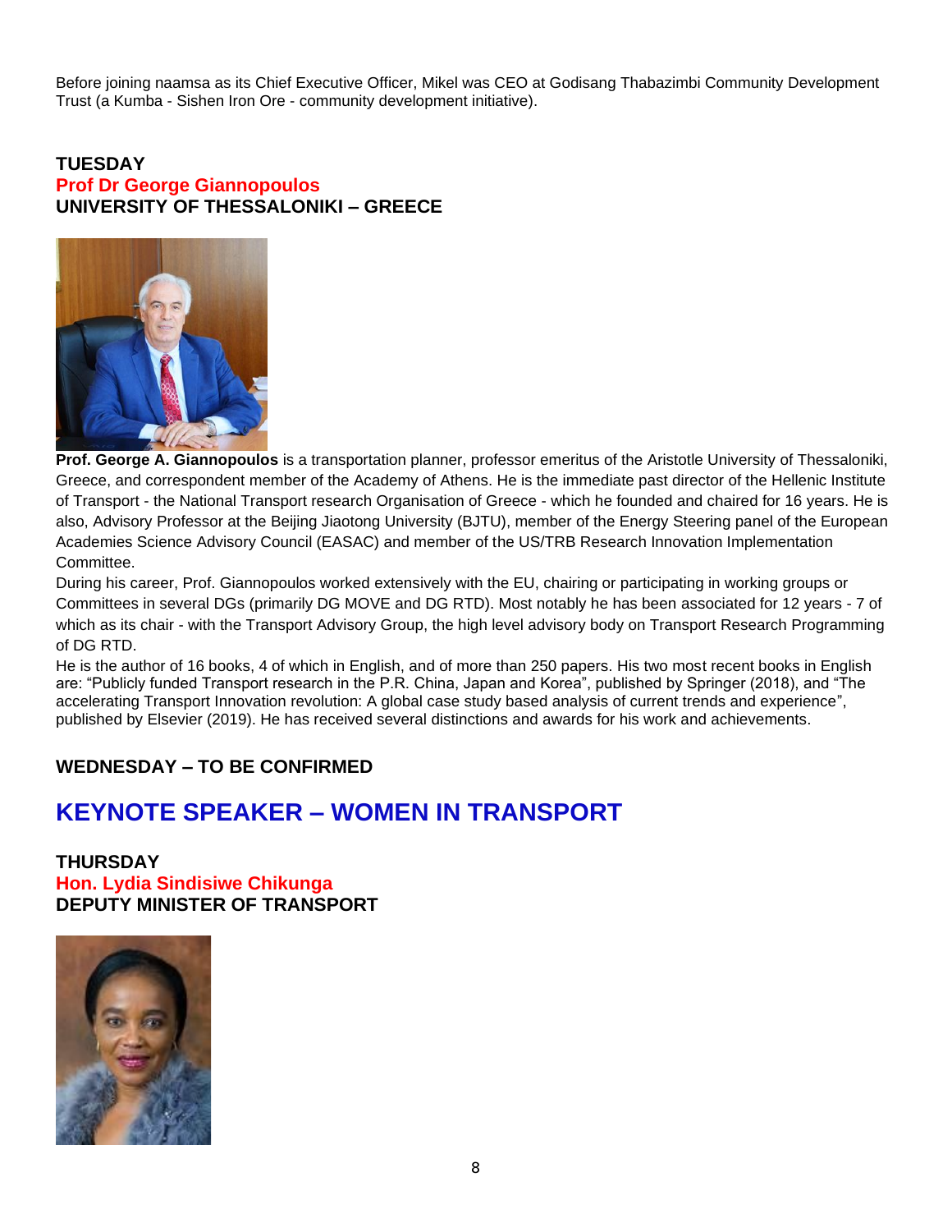Before joining naamsa as its Chief Executive Officer, Mikel was CEO at Godisang Thabazimbi Community Development Trust (a Kumba - Sishen Iron Ore - community development initiative).

**TUESDAY**
**Prof Dr George Giannopoulos**
**UNIVERSITY OF THESSALONIKI – GREECE**

**Prof. George A. Giannopoulos** is a transportation planner, professor emeritus of the Aristotle University of Thessaloniki, Greece, and correspondent member of the Academy of Athens. He is the immediate past director of the Hellenic Institute of Transport - the National Transport research Organisation of Greece - which he founded and chaired for 16 years. He is also, Advisory Professor at the Beijing Jiaotong University (BJTU), member of the Energy Steering panel of the European Academies Science Advisory Council (EASAC) and member of the US/TRB Research Innovation Implementation Committee.

During his career, Prof. Giannopoulos worked extensively with the EU, chairing or participating in working groups or Committees in several DGs (primarily DG MOVE and DG RTD). Most notably he has been associated for 12 years - 7 of which as its chair - with the Transport Advisory Group, the high level advisory body on Transport Research Programming of DG RTD.

He is the author of 16 books, 4 of which in English, and of more than 250 papers. His two most recent books in English are: "Publicly funded Transport research in the P.R. China, Japan and Korea", published by Springer (2018), and "The accelerating Transport Innovation revolution: A global case study based analysis of current trends and experience", published by Elsevier (2019). He has received several distinctions and awards for his work and achievements.

**WEDNESDAY – TO BE CONFIRMED**

## KEYNOTE SPEAKER – WOMEN IN TRANSPORT

**THURSDAY**
**Hon. Lydia Sindisiwe Chikunga**
**DEPUTY MINISTER OF TRANSPORT**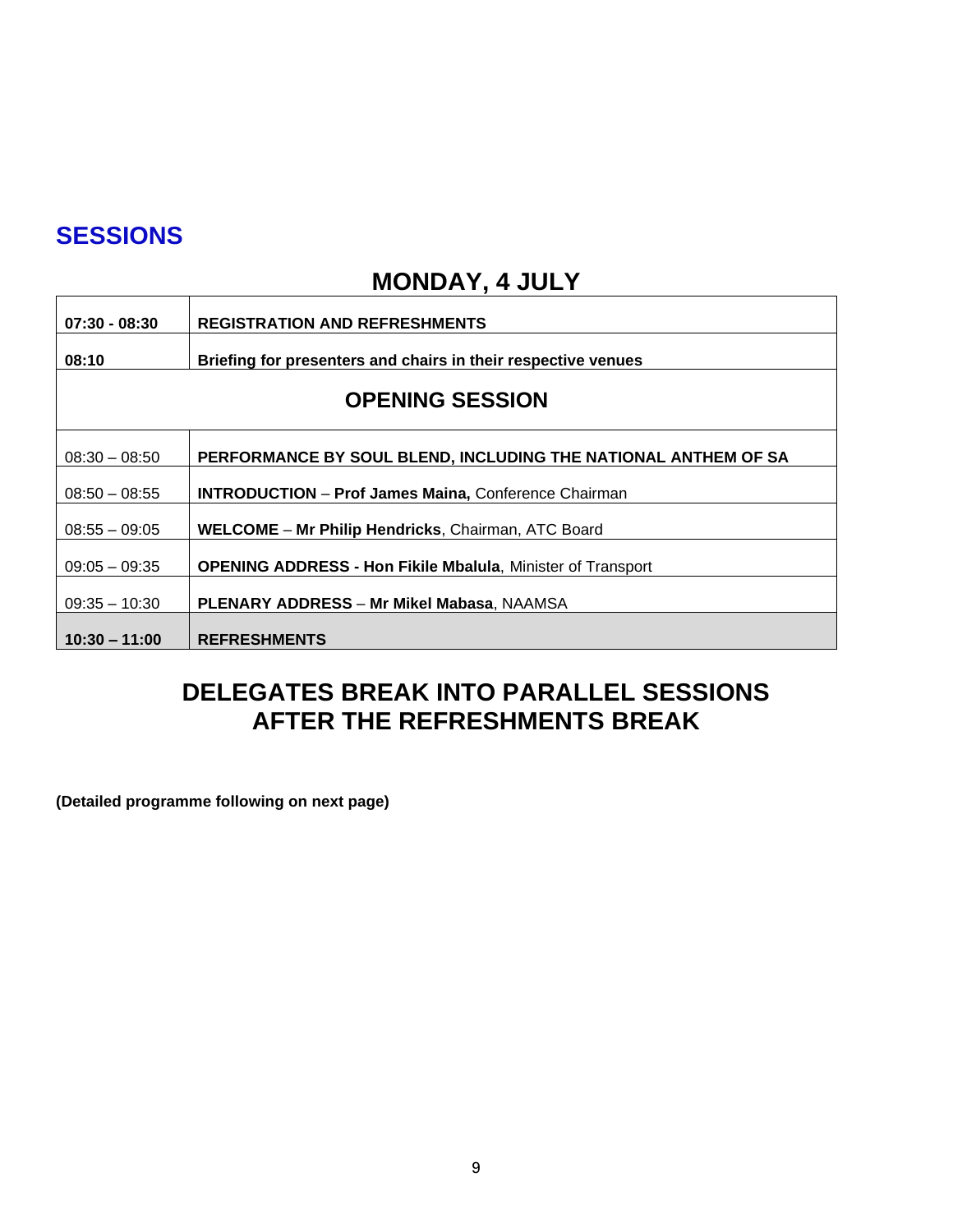## SESSIONS

### MONDAY, 4 JULY

| | |
|---|---|
| **07:30 - 08:30** | **REGISTRATION AND REFRESHMENTS** |
| **08:10** | **Briefing for presenters and chairs in their respective venues** |
| **OPENING SESSION** | |
| 08:30 – 08:50 | **PERFORMANCE BY SOUL BLEND, INCLUDING THE NATIONAL ANTHEM OF SA** |
| 08:50 – 08:55 | **INTRODUCTION** – **Prof James Maina,** Conference Chairman |
| 08:55 – 09:05 | **WELCOME** – **Mr Philip Hendricks**, Chairman, ATC Board |
| 09:05 – 09:35 | **OPENING ADDRESS - Hon Fikile Mbalula**, Minister of Transport |
| 09:35 – 10:30 | **PLENARY ADDRESS** – **Mr Mikel Mabasa**, NAAMSA |
| **10:30 – 11:00** | **REFRESHMENTS** |

### DELEGATES BREAK INTO PARALLEL SESSIONS AFTER THE REFRESHMENTS BREAK

**(Detailed programme following on next page)**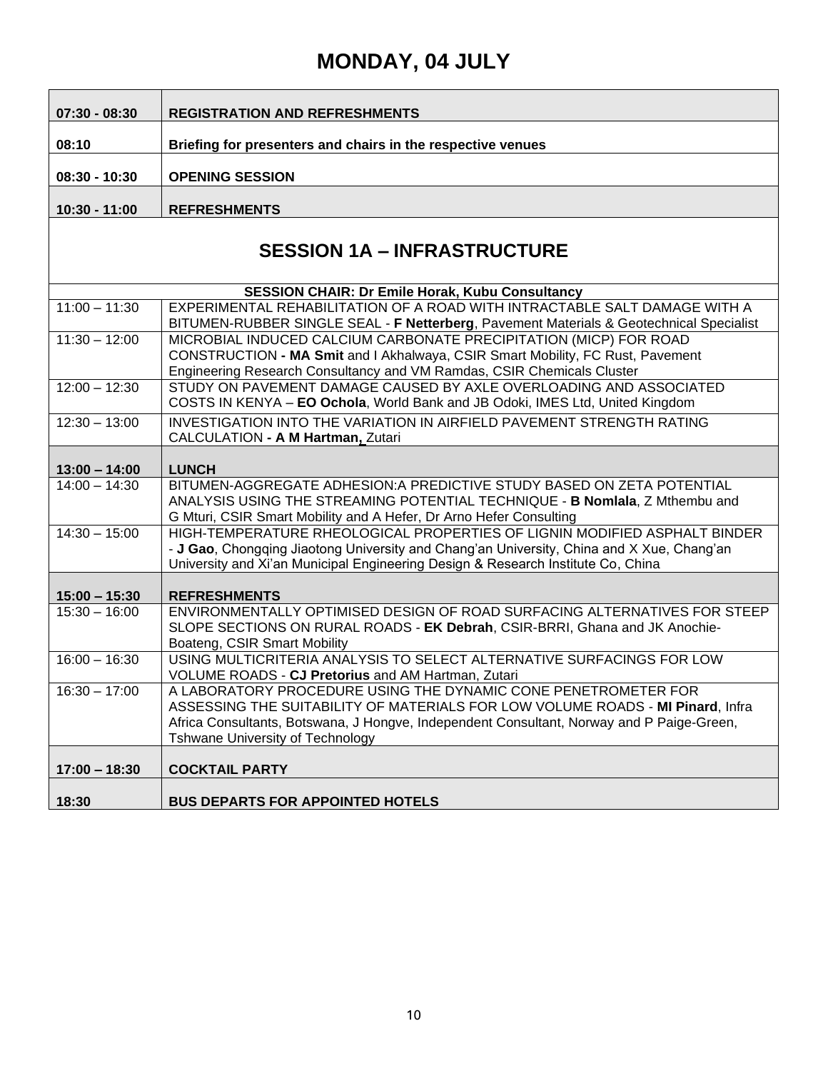# MONDAY, 04 JULY

| | |
|---|---|
| **07:30 - 08:30** | **REGISTRATION AND REFRESHMENTS** |
| **08:10** | **Briefing for presenters and chairs in the respective venues** |
| **08:30 - 10:30** | **OPENING SESSION** |
| **10:30 - 11:00** | **REFRESHMENTS** |

## SESSION 1A – INFRASTRUCTURE

**SESSION CHAIR: Dr Emile Horak, Kubu Consultancy**

| | |
|---|---|
| 11:00 – 11:30 | EXPERIMENTAL REHABILITATION OF A ROAD WITH INTRACTABLE SALT DAMAGE WITH A BITUMEN-RUBBER SINGLE SEAL - **F Netterberg**, Pavement Materials & Geotechnical Specialist |
| 11:30 – 12:00 | MICROBIAL INDUCED CALCIUM CARBONATE PRECIPITATION (MICP) FOR ROAD CONSTRUCTION **- MA Smit** and I Akhalwaya, CSIR Smart Mobility, FC Rust, Pavement Engineering Research Consultancy and VM Ramdas, CSIR Chemicals Cluster |
| 12:00 – 12:30 | STUDY ON PAVEMENT DAMAGE CAUSED BY AXLE OVERLOADING AND ASSOCIATED COSTS IN KENYA – **EO Ochola**, World Bank and JB Odoki, IMES Ltd, United Kingdom |
| 12:30 – 13:00 | INVESTIGATION INTO THE VARIATION IN AIRFIELD PAVEMENT STRENGTH RATING CALCULATION **- A M Hartman,** Zutari |
| **13:00 – 14:00** | **LUNCH** |
| 14:00 – 14:30 | BITUMEN-AGGREGATE ADHESION:A PREDICTIVE STUDY BASED ON ZETA POTENTIAL ANALYSIS USING THE STREAMING POTENTIAL TECHNIQUE - **B Nomlala**, Z Mthembu and G Mturi, CSIR Smart Mobility and A Hefer, Dr Arno Hefer Consulting |
| 14:30 – 15:00 | HIGH-TEMPERATURE RHEOLOGICAL PROPERTIES OF LIGNIN MODIFIED ASPHALT BINDER - **J Gao**, Chongqing Jiaotong University and Chang'an University, China and X Xue, Chang'an University and Xi'an Municipal Engineering Design & Research Institute Co, China |
| **15:00 – 15:30** | **REFRESHMENTS** |
| 15:30 – 16:00 | ENVIRONMENTALLY OPTIMISED DESIGN OF ROAD SURFACING ALTERNATIVES FOR STEEP SLOPE SECTIONS ON RURAL ROADS - **EK Debrah**, CSIR-BRRI, Ghana and JK Anochie-Boateng, CSIR Smart Mobility |
| 16:00 – 16:30 | USING MULTICRITERIA ANALYSIS TO SELECT ALTERNATIVE SURFACINGS FOR LOW VOLUME ROADS - **CJ Pretorius** and AM Hartman, Zutari |
| 16:30 – 17:00 | A LABORATORY PROCEDURE USING THE DYNAMIC CONE PENETROMETER FOR ASSESSING THE SUITABILITY OF MATERIALS FOR LOW VOLUME ROADS - **MI Pinard**, Infra Africa Consultants, Botswana, J Hongve, Independent Consultant, Norway and P Paige-Green, Tshwane University of Technology |
| **17:00 – 18:30** | **COCKTAIL PARTY** |
| **18:30** | **BUS DEPARTS FOR APPOINTED HOTELS** |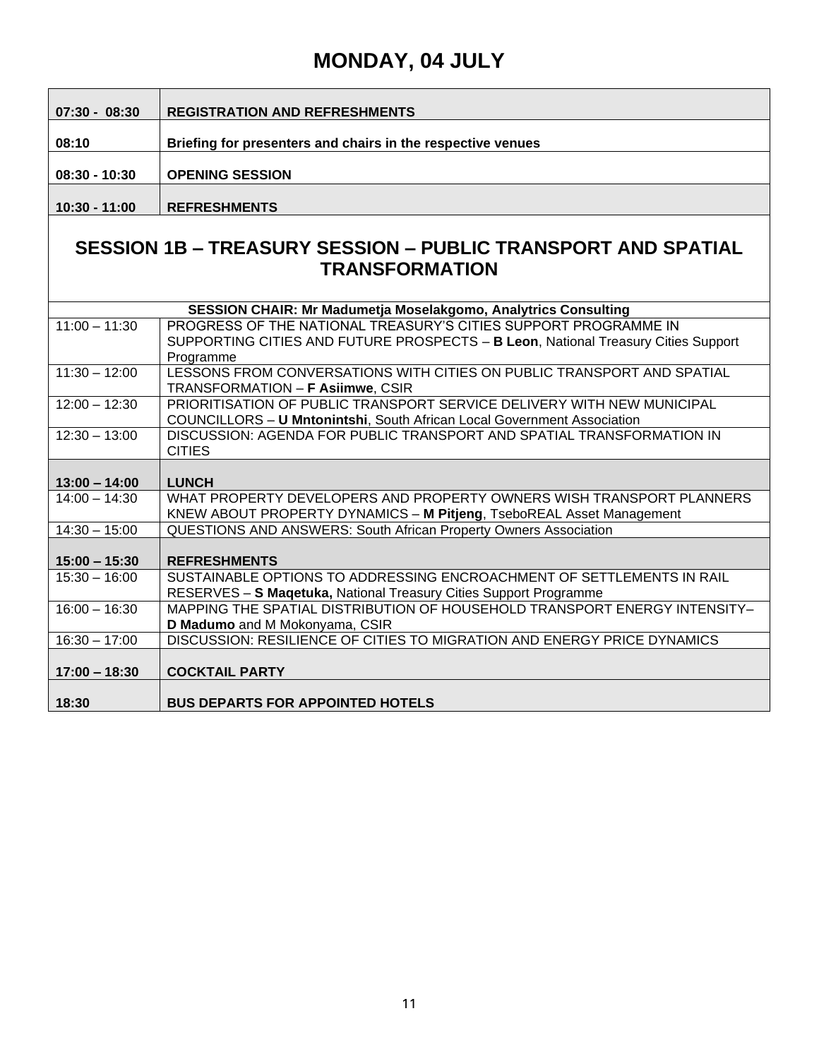# MONDAY, 04 JULY

| | |
|---|---|
| **07:30 - 08:30** | **REGISTRATION AND REFRESHMENTS** |
| **08:10** | **Briefing for presenters and chairs in the respective venues** |
| **08:30 - 10:30** | **OPENING SESSION** |
| **10:30 - 11:00** | **REFRESHMENTS** |

## SESSION 1B – TREASURY SESSION – PUBLIC TRANSPORT AND SPATIAL TRANSFORMATION

| **SESSION CHAIR: Mr Madumetja Moselakgomo, Analytrics Consulting** | |
|---|---|
| 11:00 – 11:30 | PROGRESS OF THE NATIONAL TREASURY'S CITIES SUPPORT PROGRAMME IN SUPPORTING CITIES AND FUTURE PROSPECTS – **B Leon**, National Treasury Cities Support Programme |
| 11:30 – 12:00 | LESSONS FROM CONVERSATIONS WITH CITIES ON PUBLIC TRANSPORT AND SPATIAL TRANSFORMATION – **F Asiimwe**, CSIR |
| 12:00 – 12:30 | PRIORITISATION OF PUBLIC TRANSPORT SERVICE DELIVERY WITH NEW MUNICIPAL COUNCILLORS – **U Mntonintshi**, South African Local Government Association |
| 12:30 – 13:00 | DISCUSSION: AGENDA FOR PUBLIC TRANSPORT AND SPATIAL TRANSFORMATION IN CITIES |
| **13:00 – 14:00** | **LUNCH** |
| 14:00 – 14:30 | WHAT PROPERTY DEVELOPERS AND PROPERTY OWNERS WISH TRANSPORT PLANNERS KNEW ABOUT PROPERTY DYNAMICS – **M Pitjeng**, TseboREAL Asset Management |
| 14:30 – 15:00 | QUESTIONS AND ANSWERS: South African Property Owners Association |
| **15:00 – 15:30** | **REFRESHMENTS** |
| 15:30 – 16:00 | SUSTAINABLE OPTIONS TO ADDRESSING ENCROACHMENT OF SETTLEMENTS IN RAIL RESERVES – **S Maqetuka,** National Treasury Cities Support Programme |
| 16:00 – 16:30 | MAPPING THE SPATIAL DISTRIBUTION OF HOUSEHOLD TRANSPORT ENERGY INTENSITY– **D Madumo** and M Mokonyama, CSIR |
| 16:30 – 17:00 | DISCUSSION: RESILIENCE OF CITIES TO MIGRATION AND ENERGY PRICE DYNAMICS |
| **17:00 – 18:30** | **COCKTAIL PARTY** |
| **18:30** | **BUS DEPARTS FOR APPOINTED HOTELS** |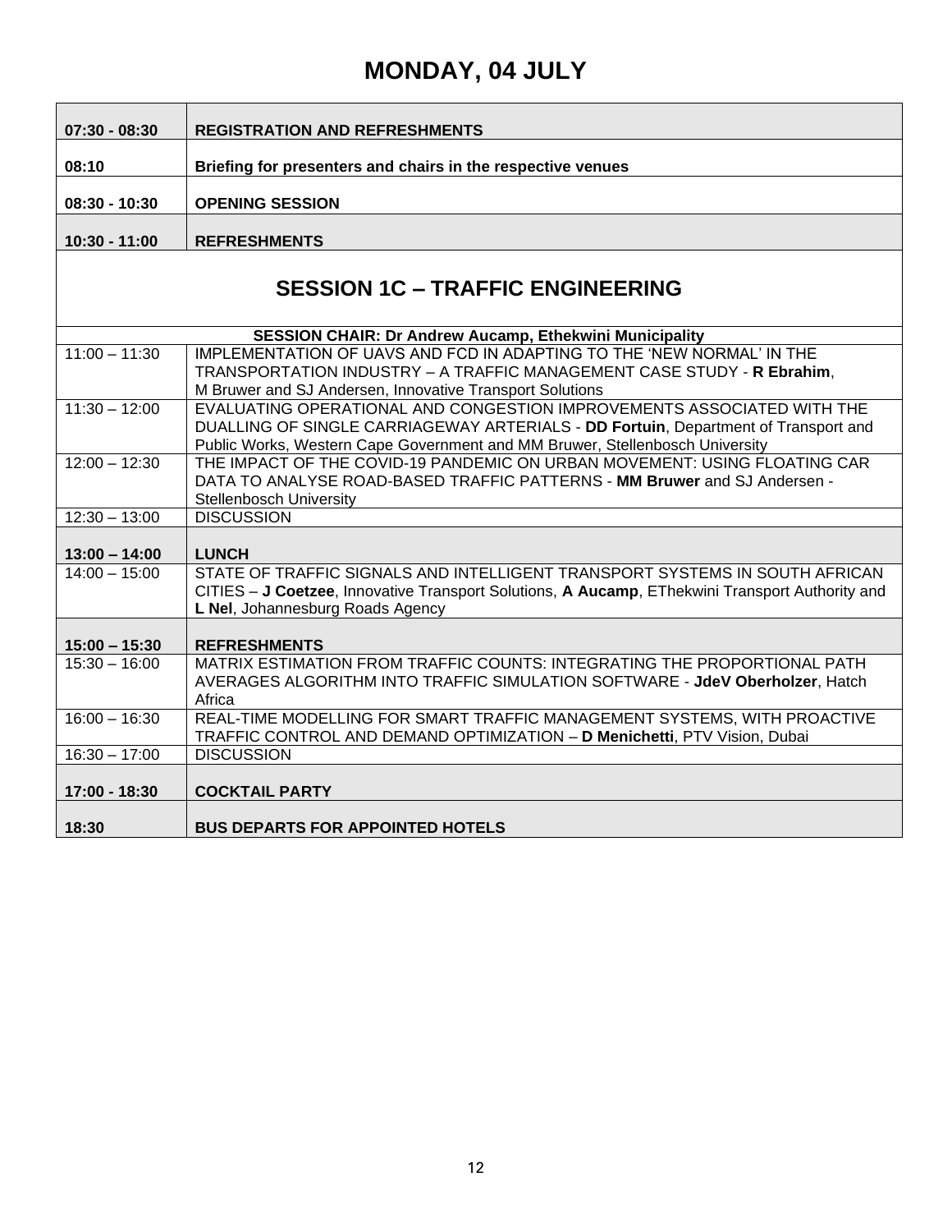# MONDAY, 04 JULY

| | |
|---|---|
| **07:30 - 08:30** | **REGISTRATION AND REFRESHMENTS** |
| **08:10** | **Briefing for presenters and chairs in the respective venues** |
| **08:30 - 10:30** | **OPENING SESSION** |
| **10:30 - 11:00** | **REFRESHMENTS** |

## SESSION 1C – TRAFFIC ENGINEERING

**SESSION CHAIR: Dr Andrew Aucamp, Ethekwini Municipality**

| | |
|---|---|
| 11:00 – 11:30 | IMPLEMENTATION OF UAVS AND FCD IN ADAPTING TO THE 'NEW NORMAL' IN THE TRANSPORTATION INDUSTRY – A TRAFFIC MANAGEMENT CASE STUDY - **R Ebrahim**, M Bruwer and SJ Andersen, Innovative Transport Solutions |
| 11:30 – 12:00 | EVALUATING OPERATIONAL AND CONGESTION IMPROVEMENTS ASSOCIATED WITH THE DUALLING OF SINGLE CARRIAGEWAY ARTERIALS - **DD Fortuin**, Department of Transport and Public Works, Western Cape Government and MM Bruwer, Stellenbosch University |
| 12:00 – 12:30 | THE IMPACT OF THE COVID-19 PANDEMIC ON URBAN MOVEMENT: USING FLOATING CAR DATA TO ANALYSE ROAD-BASED TRAFFIC PATTERNS - **MM Bruwer** and SJ Andersen - Stellenbosch University |
| 12:30 – 13:00 | DISCUSSION |
| **13:00 – 14:00** | **LUNCH** |
| 14:00 – 15:00 | STATE OF TRAFFIC SIGNALS AND INTELLIGENT TRANSPORT SYSTEMS IN SOUTH AFRICAN CITIES – **J Coetzee**, Innovative Transport Solutions, **A Aucamp**, EThekwini Transport Authority and **L Nel**, Johannesburg Roads Agency |
| **15:00 – 15:30** | **REFRESHMENTS** |
| 15:30 – 16:00 | MATRIX ESTIMATION FROM TRAFFIC COUNTS: INTEGRATING THE PROPORTIONAL PATH AVERAGES ALGORITHM INTO TRAFFIC SIMULATION SOFTWARE - **JdeV Oberholzer**, Hatch Africa |
| 16:00 – 16:30 | REAL-TIME MODELLING FOR SMART TRAFFIC MANAGEMENT SYSTEMS, WITH PROACTIVE TRAFFIC CONTROL AND DEMAND OPTIMIZATION – **D Menichetti**, PTV Vision, Dubai |
| 16:30 – 17:00 | DISCUSSION |
| **17:00 - 18:30** | **COCKTAIL PARTY** |
| **18:30** | **BUS DEPARTS FOR APPOINTED HOTELS** |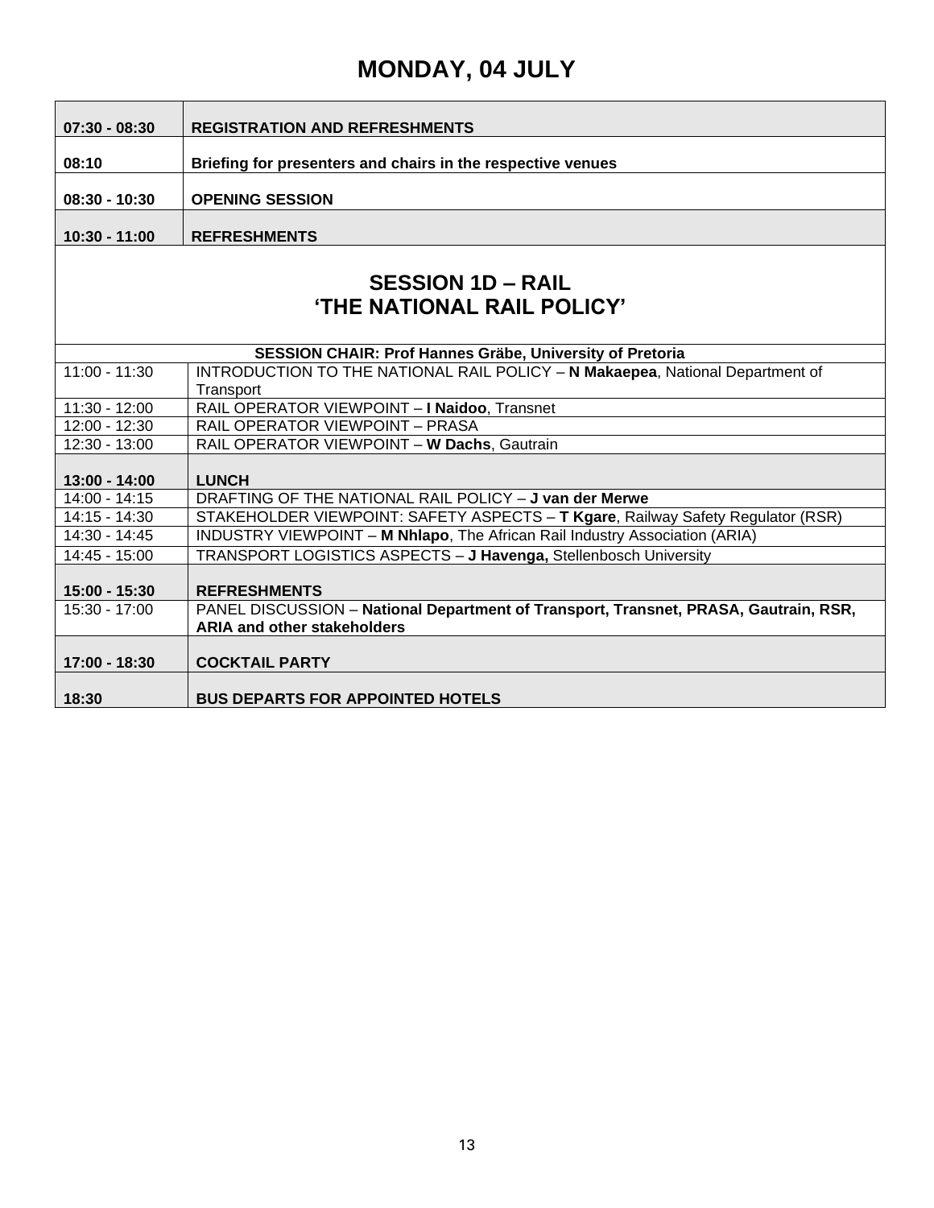# MONDAY, 04 JULY

| | |
|---|---|
| **07:30 - 08:30** | **REGISTRATION AND REFRESHMENTS** |
| **08:10** | **Briefing for presenters and chairs in the respective venues** |
| **08:30 - 10:30** | **OPENING SESSION** |
| **10:30 - 11:00** | **REFRESHMENTS** |

## SESSION 1D – RAIL
## 'THE NATIONAL RAIL POLICY'

**SESSION CHAIR: Prof Hannes Gräbe, University of Pretoria**

| | |
|---|---|
| 11:00 - 11:30 | INTRODUCTION TO THE NATIONAL RAIL POLICY – **N Makaepea**, National Department of Transport |
| 11:30 - 12:00 | RAIL OPERATOR VIEWPOINT – **I Naidoo**, Transnet |
| 12:00 - 12:30 | RAIL OPERATOR VIEWPOINT – PRASA |
| 12:30 - 13:00 | RAIL OPERATOR VIEWPOINT – **W Dachs**, Gautrain |
| **13:00 - 14:00** | **LUNCH** |
| 14:00 - 14:15 | DRAFTING OF THE NATIONAL RAIL POLICY – **J van der Merwe** |
| 14:15 - 14:30 | STAKEHOLDER VIEWPOINT: SAFETY ASPECTS – **T Kgare**, Railway Safety Regulator (RSR) |
| 14:30 - 14:45 | INDUSTRY VIEWPOINT – **M Nhlapo**, The African Rail Industry Association (ARIA) |
| 14:45 - 15:00 | TRANSPORT LOGISTICS ASPECTS – **J Havenga,** Stellenbosch University |
| **15:00 - 15:30** | **REFRESHMENTS** |
| 15:30 - 17:00 | PANEL DISCUSSION – **National Department of Transport, Transnet, PRASA, Gautrain, RSR, ARIA and other stakeholders** |
| **17:00 - 18:30** | **COCKTAIL PARTY** |
| **18:30** | **BUS DEPARTS FOR APPOINTED HOTELS** |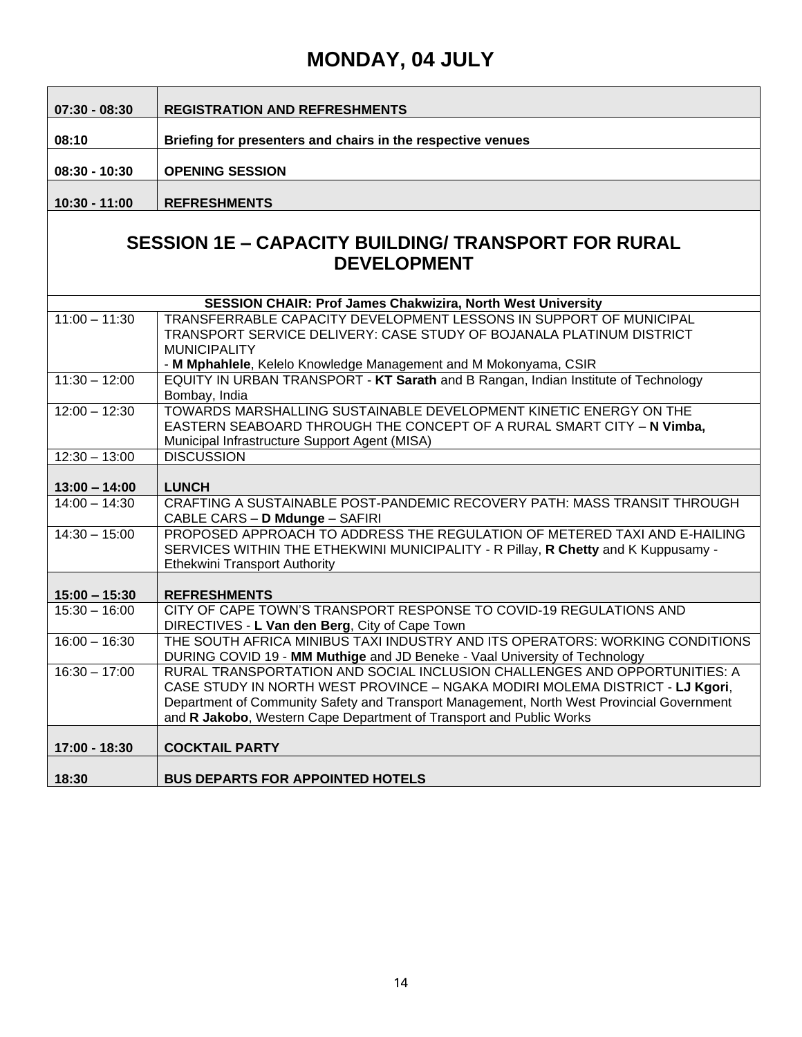# MONDAY, 04 JULY

| | |
|---|---|
| **07:30 - 08:30** | **REGISTRATION AND REFRESHMENTS** |
| **08:10** | **Briefing for presenters and chairs in the respective venues** |
| **08:30 - 10:30** | **OPENING SESSION** |
| **10:30 - 11:00** | **REFRESHMENTS** |

## SESSION 1E – CAPACITY BUILDING/ TRANSPORT FOR RURAL DEVELOPMENT

| **SESSION CHAIR: Prof James Chakwizira, North West University** | |
|---|---|
| 11:00 – 11:30 | TRANSFERRABLE CAPACITY DEVELOPMENT LESSONS IN SUPPORT OF MUNICIPAL TRANSPORT SERVICE DELIVERY: CASE STUDY OF BOJANALA PLATINUM DISTRICT MUNICIPALITY - **M Mphahlele**, Kelelo Knowledge Management and M Mokonyama, CSIR |
| 11:30 – 12:00 | EQUITY IN URBAN TRANSPORT - **KT Sarath** and B Rangan, Indian Institute of Technology Bombay, India |
| 12:00 – 12:30 | TOWARDS MARSHALLING SUSTAINABLE DEVELOPMENT KINETIC ENERGY ON THE EASTERN SEABOARD THROUGH THE CONCEPT OF A RURAL SMART CITY – **N Vimba,** Municipal Infrastructure Support Agent (MISA) |
| 12:30 – 13:00 | DISCUSSION |
| **13:00 – 14:00** | **LUNCH** |
| 14:00 – 14:30 | CRAFTING A SUSTAINABLE POST-PANDEMIC RECOVERY PATH: MASS TRANSIT THROUGH CABLE CARS – **D Mdunge** – SAFIRI |
| 14:30 – 15:00 | PROPOSED APPROACH TO ADDRESS THE REGULATION OF METERED TAXI AND E-HAILING SERVICES WITHIN THE ETHEKWINI MUNICIPALITY - R Pillay, **R Chetty** and K Kuppusamy - Ethekwini Transport Authority |
| **15:00 – 15:30** | **REFRESHMENTS** |
| 15:30 – 16:00 | CITY OF CAPE TOWN'S TRANSPORT RESPONSE TO COVID-19 REGULATIONS AND DIRECTIVES - **L Van den Berg**, City of Cape Town |
| 16:00 – 16:30 | THE SOUTH AFRICA MINIBUS TAXI INDUSTRY AND ITS OPERATORS: WORKING CONDITIONS DURING COVID 19 - **MM Muthige** and JD Beneke - Vaal University of Technology |
| 16:30 – 17:00 | RURAL TRANSPORTATION AND SOCIAL INCLUSION CHALLENGES AND OPPORTUNITIES: A CASE STUDY IN NORTH WEST PROVINCE – NGAKA MODIRI MOLEMA DISTRICT - **LJ Kgori**, Department of Community Safety and Transport Management, North West Provincial Government and **R Jakobo**, Western Cape Department of Transport and Public Works |
| **17:00 - 18:30** | **COCKTAIL PARTY** |
| **18:30** | **BUS DEPARTS FOR APPOINTED HOTELS** |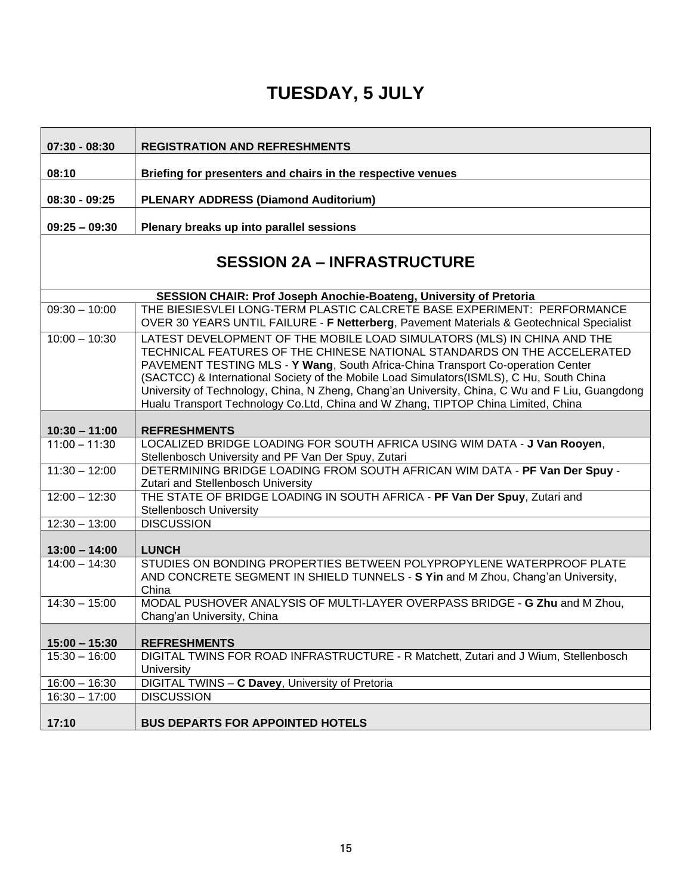# TUESDAY, 5 JULY

| | |
|---|---|
| **07:30 - 08:30** | **REGISTRATION AND REFRESHMENTS** |
| **08:10** | **Briefing for presenters and chairs in the respective venues** |
| **08:30 - 09:25** | **PLENARY ADDRESS (Diamond Auditorium)** |
| **09:25 – 09:30** | **Plenary breaks up into parallel sessions** |
| **SESSION 2A – INFRASTRUCTURE** | |
| **SESSION CHAIR: Prof Joseph Anochie-Boateng, University of Pretoria** | |
| 09:30 – 10:00 | THE BIESIESVLEI LONG-TERM PLASTIC CALCRETE BASE EXPERIMENT: PERFORMANCE OVER 30 YEARS UNTIL FAILURE - **F Netterberg**, Pavement Materials & Geotechnical Specialist |
| 10:00 – 10:30 | LATEST DEVELOPMENT OF THE MOBILE LOAD SIMULATORS (MLS) IN CHINA AND THE TECHNICAL FEATURES OF THE CHINESE NATIONAL STANDARDS ON THE ACCELERATED PAVEMENT TESTING MLS - **Y Wang**, South Africa-China Transport Co-operation Center (SACTCC) & International Society of the Mobile Load Simulators(ISMLS), C Hu, South China University of Technology, China, N Zheng, Chang'an University, China, C Wu and F Liu, Guangdong Hualu Transport Technology Co.Ltd, China and W Zhang, TIPTOP China Limited, China |
| **10:30 – 11:00** | **REFRESHMENTS** |
| 11:00 – 11:30 | LOCALIZED BRIDGE LOADING FOR SOUTH AFRICA USING WIM DATA - **J Van Rooyen**, Stellenbosch University and PF Van Der Spuy, Zutari |
| 11:30 – 12:00 | DETERMINING BRIDGE LOADING FROM SOUTH AFRICAN WIM DATA - **PF Van Der Spuy** - Zutari and Stellenbosch University |
| 12:00 – 12:30 | THE STATE OF BRIDGE LOADING IN SOUTH AFRICA - **PF Van Der Spuy**, Zutari and Stellenbosch University |
| 12:30 – 13:00 | DISCUSSION |
| **13:00 – 14:00** | **LUNCH** |
| 14:00 – 14:30 | STUDIES ON BONDING PROPERTIES BETWEEN POLYPROPYLENE WATERPROOF PLATE AND CONCRETE SEGMENT IN SHIELD TUNNELS - **S Yin** and M Zhou, Chang'an University, China |
| 14:30 – 15:00 | MODAL PUSHOVER ANALYSIS OF MULTI-LAYER OVERPASS BRIDGE - **G Zhu** and M Zhou, Chang'an University, China |
| **15:00 – 15:30** | **REFRESHMENTS** |
| 15:30 – 16:00 | DIGITAL TWINS FOR ROAD INFRASTRUCTURE - R Matchett, Zutari and J Wium, Stellenbosch University |
| 16:00 – 16:30 | DIGITAL TWINS – **C Davey**, University of Pretoria |
| 16:30 – 17:00 | DISCUSSION |
| **17:10** | **BUS DEPARTS FOR APPOINTED HOTELS** |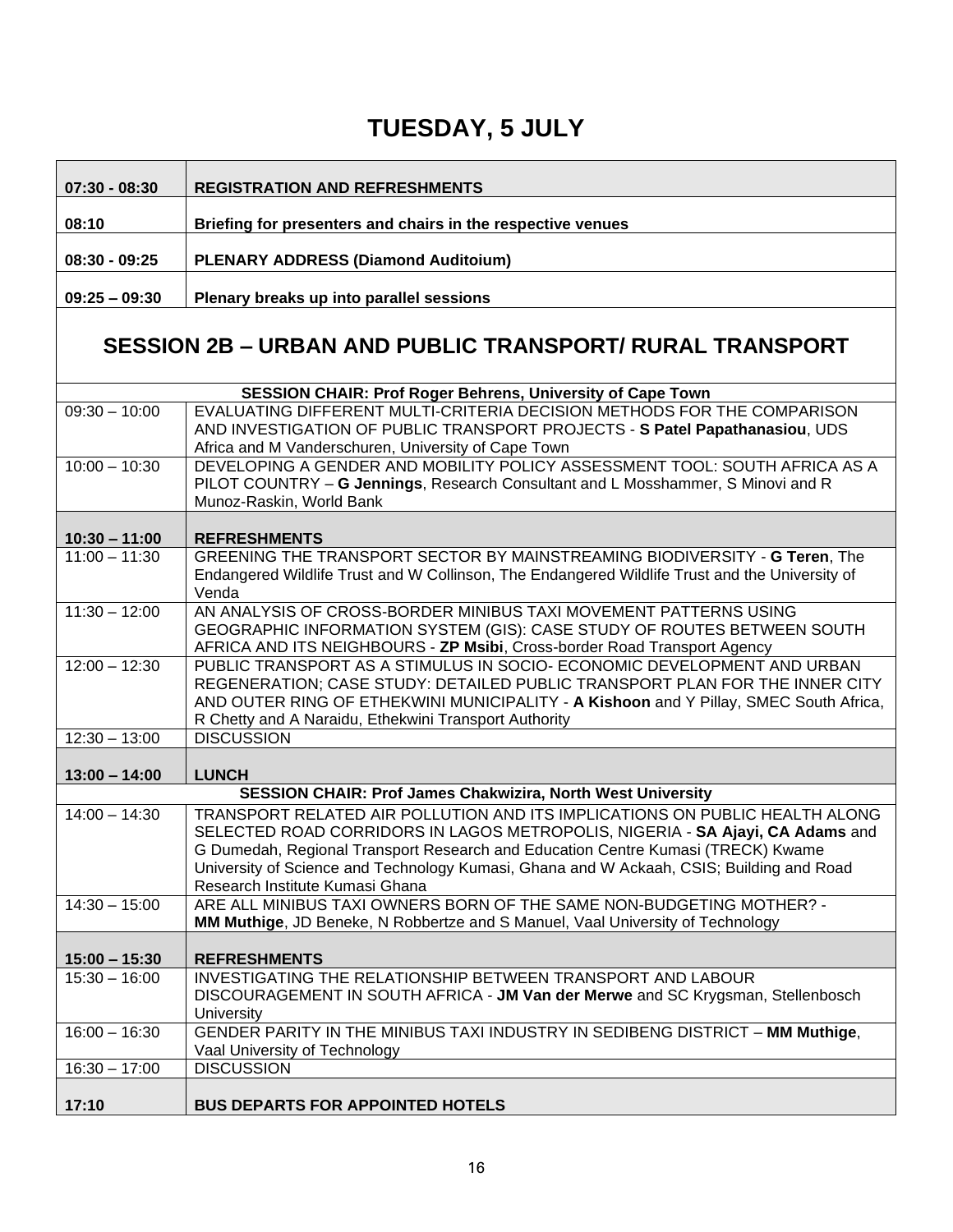# TUESDAY, 5 JULY

| | |
|---|---|
| **07:30 - 08:30** | **REGISTRATION AND REFRESHMENTS** |
| **08:10** | **Briefing for presenters and chairs in the respective venues** |
| **08:30 - 09:25** | **PLENARY ADDRESS (Diamond Auditoium)** |
| **09:25 – 09:30** | **Plenary breaks up into parallel sessions** |

## SESSION 2B – URBAN AND PUBLIC TRANSPORT/ RURAL TRANSPORT

| | |
|---|---|
| | **SESSION CHAIR: Prof Roger Behrens, University of Cape Town** |
| 09:30 – 10:00 | EVALUATING DIFFERENT MULTI-CRITERIA DECISION METHODS FOR THE COMPARISON AND INVESTIGATION OF PUBLIC TRANSPORT PROJECTS - **S Patel Papathanasiou**, UDS Africa and M Vanderschuren, University of Cape Town |
| 10:00 – 10:30 | DEVELOPING A GENDER AND MOBILITY POLICY ASSESSMENT TOOL: SOUTH AFRICA AS A PILOT COUNTRY – **G Jennings**, Research Consultant and L Mosshammer, S Minovi and R Munoz-Raskin, World Bank |
| **10:30 – 11:00** | **REFRESHMENTS** |
| 11:00 – 11:30 | GREENING THE TRANSPORT SECTOR BY MAINSTREAMING BIODIVERSITY - **G Teren**, The Endangered Wildlife Trust and W Collinson, The Endangered Wildlife Trust and the University of Venda |
| 11:30 – 12:00 | AN ANALYSIS OF CROSS-BORDER MINIBUS TAXI MOVEMENT PATTERNS USING GEOGRAPHIC INFORMATION SYSTEM (GIS): CASE STUDY OF ROUTES BETWEEN SOUTH AFRICA AND ITS NEIGHBOURS - **ZP Msibi**, Cross-border Road Transport Agency |
| 12:00 – 12:30 | PUBLIC TRANSPORT AS A STIMULUS IN SOCIO- ECONOMIC DEVELOPMENT AND URBAN REGENERATION; CASE STUDY: DETAILED PUBLIC TRANSPORT PLAN FOR THE INNER CITY AND OUTER RING OF ETHEKWINI MUNICIPALITY - **A Kishoon** and Y Pillay, SMEC South Africa, R Chetty and A Naraidu, Ethekwini Transport Authority |
| 12:30 – 13:00 | DISCUSSION |
| **13:00 – 14:00** | **LUNCH** |
| | **SESSION CHAIR: Prof James Chakwizira, North West University** |
| 14:00 – 14:30 | TRANSPORT RELATED AIR POLLUTION AND ITS IMPLICATIONS ON PUBLIC HEALTH ALONG SELECTED ROAD CORRIDORS IN LAGOS METROPOLIS, NIGERIA - **SA Ajayi, CA Adams** and G Dumedah, Regional Transport Research and Education Centre Kumasi (TRECK) Kwame University of Science and Technology Kumasi, Ghana and W Ackaah, CSIS; Building and Road Research Institute Kumasi Ghana |
| 14:30 – 15:00 | ARE ALL MINIBUS TAXI OWNERS BORN OF THE SAME NON-BUDGETING MOTHER? - **MM Muthige**, JD Beneke, N Robbertze and S Manuel, Vaal University of Technology |
| **15:00 – 15:30** | **REFRESHMENTS** |
| 15:30 – 16:00 | INVESTIGATING THE RELATIONSHIP BETWEEN TRANSPORT AND LABOUR DISCOURAGEMENT IN SOUTH AFRICA - **JM Van der Merwe** and SC Krygsman, Stellenbosch University |
| 16:00 – 16:30 | GENDER PARITY IN THE MINIBUS TAXI INDUSTRY IN SEDIBENG DISTRICT – **MM Muthige**, Vaal University of Technology |
| 16:30 – 17:00 | DISCUSSION |
| **17:10** | **BUS DEPARTS FOR APPOINTED HOTELS** |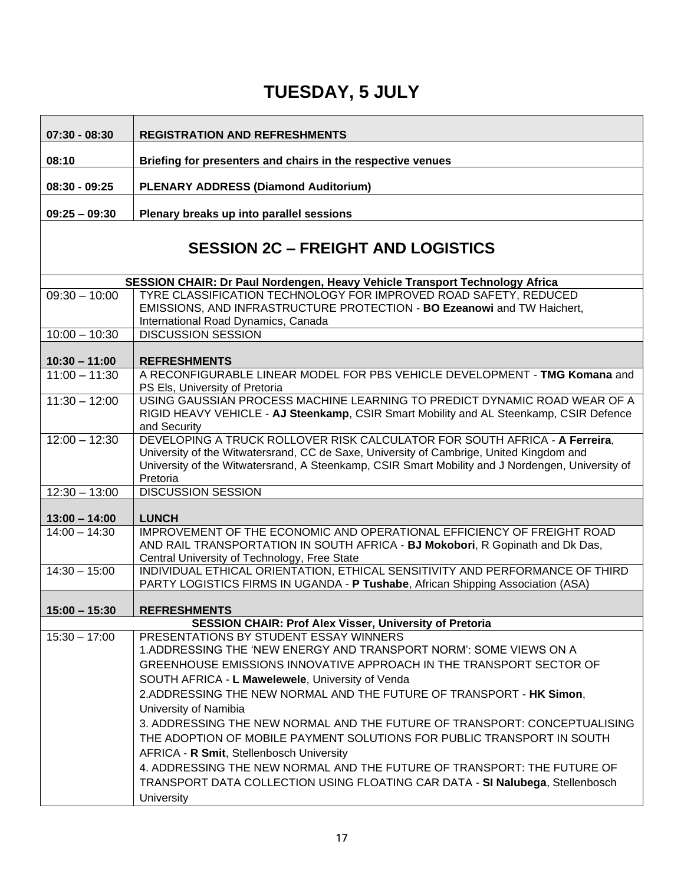# TUESDAY, 5 JULY

| | |
|---|---|
| **07:30 - 08:30** | **REGISTRATION AND REFRESHMENTS** |
| **08:10** | **Briefing for presenters and chairs in the respective venues** |
| **08:30 - 09:25** | **PLENARY ADDRESS (Diamond Auditorium)** |
| **09:25 – 09:30** | **Plenary breaks up into parallel sessions** |

## SESSION 2C – FREIGHT AND LOGISTICS

| | |
|---|---|
| | **SESSION CHAIR: Dr Paul Nordengen, Heavy Vehicle Transport Technology Africa** |
| 09:30 – 10:00 | TYRE CLASSIFICATION TECHNOLOGY FOR IMPROVED ROAD SAFETY, REDUCED EMISSIONS, AND INFRASTRUCTURE PROTECTION - **BO Ezeanowi** and TW Haichert, International Road Dynamics, Canada |
| 10:00 – 10:30 | DISCUSSION SESSION |
| **10:30 – 11:00** | **REFRESHMENTS** |
| 11:00 – 11:30 | A RECONFIGURABLE LINEAR MODEL FOR PBS VEHICLE DEVELOPMENT - **TMG Komana** and PS Els, University of Pretoria |
| 11:30 – 12:00 | USING GAUSSIAN PROCESS MACHINE LEARNING TO PREDICT DYNAMIC ROAD WEAR OF A RIGID HEAVY VEHICLE - **AJ Steenkamp**, CSIR Smart Mobility and AL Steenkamp, CSIR Defence and Security |
| 12:00 – 12:30 | DEVELOPING A TRUCK ROLLOVER RISK CALCULATOR FOR SOUTH AFRICA - **A Ferreira**, University of the Witwatersrand, CC de Saxe, University of Cambrige, United Kingdom and University of the Witwatersrand, A Steenkamp, CSIR Smart Mobility and J Nordengen, University of Pretoria |
| 12:30 – 13:00 | DISCUSSION SESSION |
| **13:00 – 14:00** | **LUNCH** |
| 14:00 – 14:30 | IMPROVEMENT OF THE ECONOMIC AND OPERATIONAL EFFICIENCY OF FREIGHT ROAD AND RAIL TRANSPORTATION IN SOUTH AFRICA - **BJ Mokobori**, R Gopinath and Dk Das, Central University of Technology, Free State |
| 14:30 – 15:00 | INDIVIDUAL ETHICAL ORIENTATION, ETHICAL SENSITIVITY AND PERFORMANCE OF THIRD PARTY LOGISTICS FIRMS IN UGANDA - **P Tushabe**, African Shipping Association (ASA) |
| **15:00 – 15:30** | **REFRESHMENTS** |
| | **SESSION CHAIR: Prof Alex Visser, University of Pretoria** |
| 15:30 – 17:00 | PRESENTATIONS BY STUDENT ESSAY WINNERS<br>1.ADDRESSING THE 'NEW ENERGY AND TRANSPORT NORM': SOME VIEWS ON A GREENHOUSE EMISSIONS INNOVATIVE APPROACH IN THE TRANSPORT SECTOR OF SOUTH AFRICA - **L Mawelewele**, University of Venda<br>2.ADDRESSING THE NEW NORMAL AND THE FUTURE OF TRANSPORT - **HK Simon**, University of Namibia<br>3. ADDRESSING THE NEW NORMAL AND THE FUTURE OF TRANSPORT: CONCEPTUALISING THE ADOPTION OF MOBILE PAYMENT SOLUTIONS FOR PUBLIC TRANSPORT IN SOUTH AFRICA - **R Smit**, Stellenbosch University<br>4. ADDRESSING THE NEW NORMAL AND THE FUTURE OF TRANSPORT: THE FUTURE OF TRANSPORT DATA COLLECTION USING FLOATING CAR DATA - **SI Nalubega**, Stellenbosch University |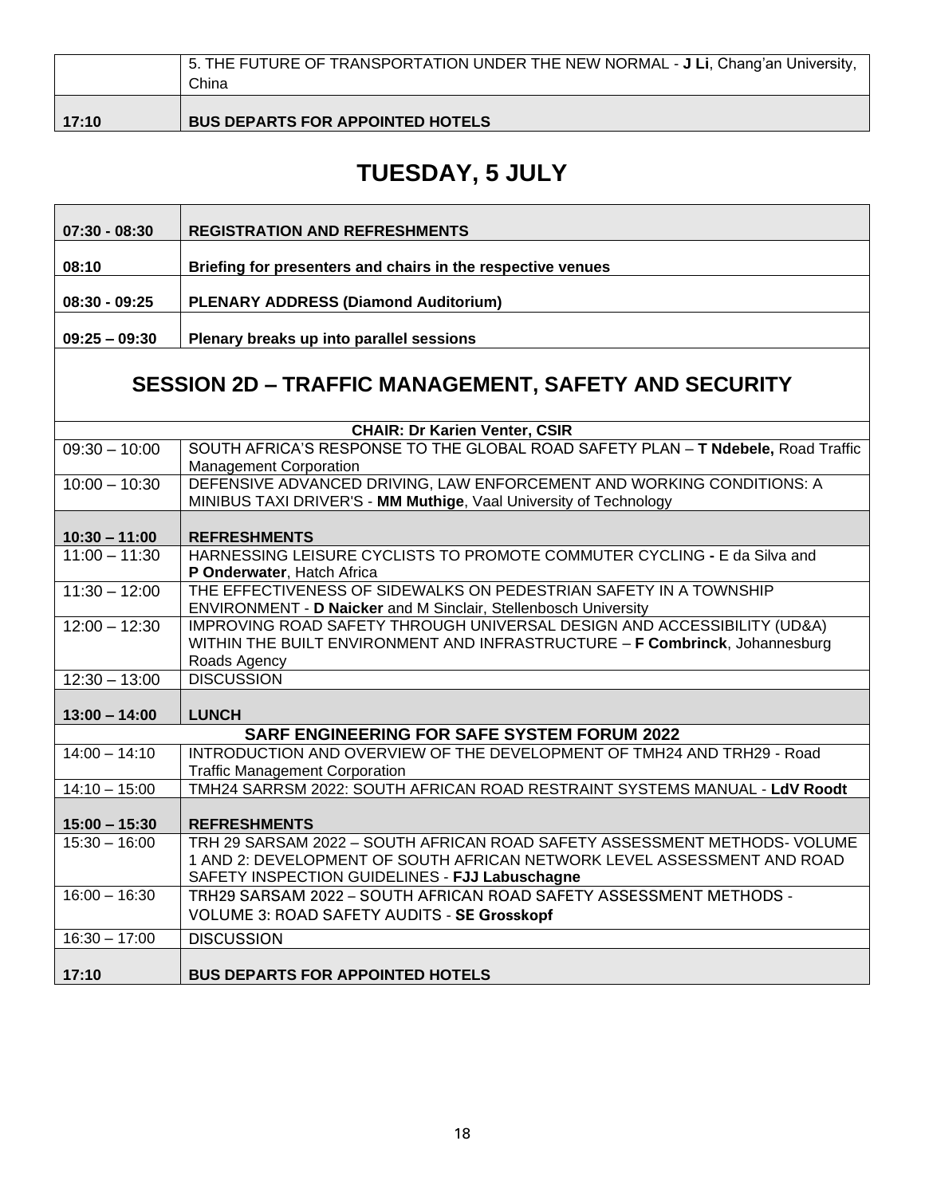| | |
|---|---|
| | 5. THE FUTURE OF TRANSPORTATION UNDER THE NEW NORMAL - **J Li**, Chang'an University, China |
| **17:10** | **BUS DEPARTS FOR APPOINTED HOTELS** |

# TUESDAY, 5 JULY

| | |
|---|---|
| **07:30 - 08:30** | **REGISTRATION AND REFRESHMENTS** |
| **08:10** | **Briefing for presenters and chairs in the respective venues** |
| **08:30 - 09:25** | **PLENARY ADDRESS (Diamond Auditorium)** |
| **09:25 – 09:30** | **Plenary breaks up into parallel sessions** |

## SESSION 2D – TRAFFIC MANAGEMENT, SAFETY AND SECURITY

| **CHAIR: Dr Karien Venter, CSIR** | |
|---|---|
| 09:30 – 10:00 | SOUTH AFRICA'S RESPONSE TO THE GLOBAL ROAD SAFETY PLAN – **T Ndebele,** Road Traffic Management Corporation |
| 10:00 – 10:30 | DEFENSIVE ADVANCED DRIVING, LAW ENFORCEMENT AND WORKING CONDITIONS: A MINIBUS TAXI DRIVER'S - **MM Muthige**, Vaal University of Technology |
| **10:30 – 11:00** | **REFRESHMENTS** |
| 11:00 – 11:30 | HARNESSING LEISURE CYCLISTS TO PROMOTE COMMUTER CYCLING **-** E da Silva and **P Onderwater**, Hatch Africa |
| 11:30 – 12:00 | THE EFFECTIVENESS OF SIDEWALKS ON PEDESTRIAN SAFETY IN A TOWNSHIP ENVIRONMENT - **D Naicker** and M Sinclair, Stellenbosch University |
| 12:00 – 12:30 | IMPROVING ROAD SAFETY THROUGH UNIVERSAL DESIGN AND ACCESSIBILITY (UD&A) WITHIN THE BUILT ENVIRONMENT AND INFRASTRUCTURE – **F Combrinck**, Johannesburg Roads Agency |
| 12:30 – 13:00 | DISCUSSION |
| **13:00 – 14:00** | **LUNCH** |
| **SARF ENGINEERING FOR SAFE SYSTEM FORUM 2022** | |
| 14:00 – 14:10 | INTRODUCTION AND OVERVIEW OF THE DEVELOPMENT OF TMH24 AND TRH29 - Road Traffic Management Corporation |
| 14:10 – 15:00 | TMH24 SARRSM 2022: SOUTH AFRICAN ROAD RESTRAINT SYSTEMS MANUAL - **LdV Roodt** |
| **15:00 – 15:30** | **REFRESHMENTS** |
| 15:30 – 16:00 | TRH 29 SARSAM 2022 – SOUTH AFRICAN ROAD SAFETY ASSESSMENT METHODS- VOLUME 1 AND 2: DEVELOPMENT OF SOUTH AFRICAN NETWORK LEVEL ASSESSMENT AND ROAD SAFETY INSPECTION GUIDELINES - **FJJ Labuschagne** |
| 16:00 – 16:30 | TRH29 SARSAM 2022 – SOUTH AFRICAN ROAD SAFETY ASSESSMENT METHODS - VOLUME 3: ROAD SAFETY AUDITS - **SE Grosskopf** |
| 16:30 – 17:00 | DISCUSSION |
| **17:10** | **BUS DEPARTS FOR APPOINTED HOTELS** |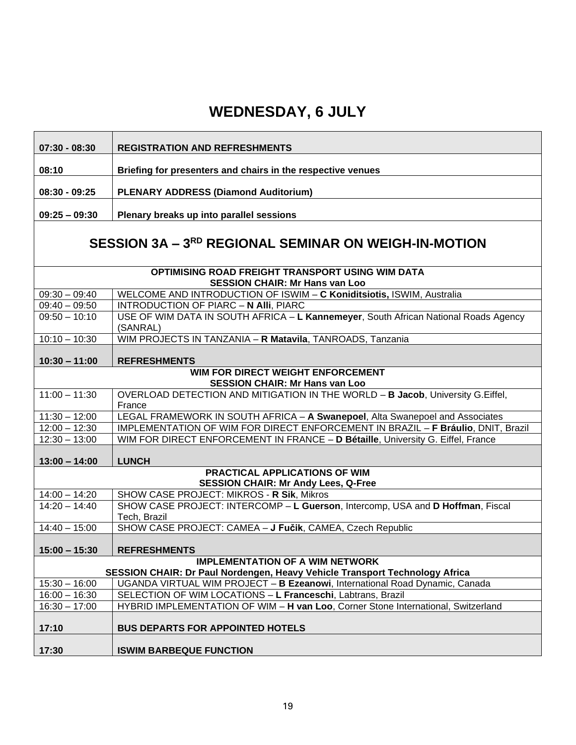# WEDNESDAY, 6 JULY

| | |
|---|---|
| **07:30 - 08:30** | **REGISTRATION AND REFRESHMENTS** |
| **08:10** | **Briefing for presenters and chairs in the respective venues** |
| **08:30 - 09:25** | **PLENARY ADDRESS (Diamond Auditorium)** |
| **09:25 – 09:30** | **Plenary breaks up into parallel sessions** |

## SESSION 3A – 3RD REGIONAL SEMINAR ON WEIGH-IN-MOTION

| | |
|---|---|
| | **OPTIMISING ROAD FREIGHT TRANSPORT USING WIM DATA**<br>**SESSION CHAIR: Mr Hans van Loo** |
| 09:30 – 09:40 | WELCOME AND INTRODUCTION OF ISWIM – **C Koniditsiotis,** ISWIM, Australia |
| 09:40 – 09:50 | INTRODUCTION OF PIARC – **N Alli**, PIARC |
| 09:50 – 10:10 | USE OF WIM DATA IN SOUTH AFRICA – **L Kannemeyer**, South African National Roads Agency (SANRAL) |
| 10:10 – 10:30 | WIM PROJECTS IN TANZANIA – **R Matavila**, TANROADS, Tanzania |
| **10:30 – 11:00** | **REFRESHMENTS** |
| | **WIM FOR DIRECT WEIGHT ENFORCEMENT**<br>**SESSION CHAIR: Mr Hans van Loo** |
| 11:00 – 11:30 | OVERLOAD DETECTION AND MITIGATION IN THE WORLD – **B Jacob**, University G.Eiffel, France |
| 11:30 – 12:00 | LEGAL FRAMEWORK IN SOUTH AFRICA – **A Swanepoel**, Alta Swanepoel and Associates |
| 12:00 – 12:30 | IMPLEMENTATION OF WIM FOR DIRECT ENFORCEMENT IN BRAZIL – **F Bráulio**, DNIT, Brazil |
| 12:30 – 13:00 | WIM FOR DIRECT ENFORCEMENT IN FRANCE – **D Bétaille**, University G. Eiffel, France |
| **13:00 – 14:00** | **LUNCH** |
| | **PRACTICAL APPLICATIONS OF WIM**<br>**SESSION CHAIR: Mr Andy Lees, Q-Free** |
| 14:00 – 14:20 | SHOW CASE PROJECT: MIKROS - **R Sik**, Mikros |
| 14:20 – 14:40 | SHOW CASE PROJECT: INTERCOMP – **L Guerson**, Intercomp, USA and **D Hoffman**, Fiscal Tech, Brazil |
| 14:40 – 15:00 | SHOW CASE PROJECT: CAMEA – **J Fučik**, CAMEA, Czech Republic |
| **15:00 – 15:30** | **REFRESHMENTS** |
| | **IMPLEMENTATION OF A WIM NETWORK**<br>**SESSION CHAIR: Dr Paul Nordengen, Heavy Vehicle Transport Technology Africa** |
| 15:30 – 16:00 | UGANDA VIRTUAL WIM PROJECT – **B Ezeanowi**, International Road Dynamic, Canada |
| 16:00 – 16:30 | SELECTION OF WIM LOCATIONS – **L Franceschi**, Labtrans, Brazil |
| 16:30 – 17:00 | HYBRID IMPLEMENTATION OF WIM – **H van Loo**, Corner Stone International, Switzerland |
| **17:10** | **BUS DEPARTS FOR APPOINTED HOTELS** |
| **17:30** | **ISWIM BARBEQUE FUNCTION** |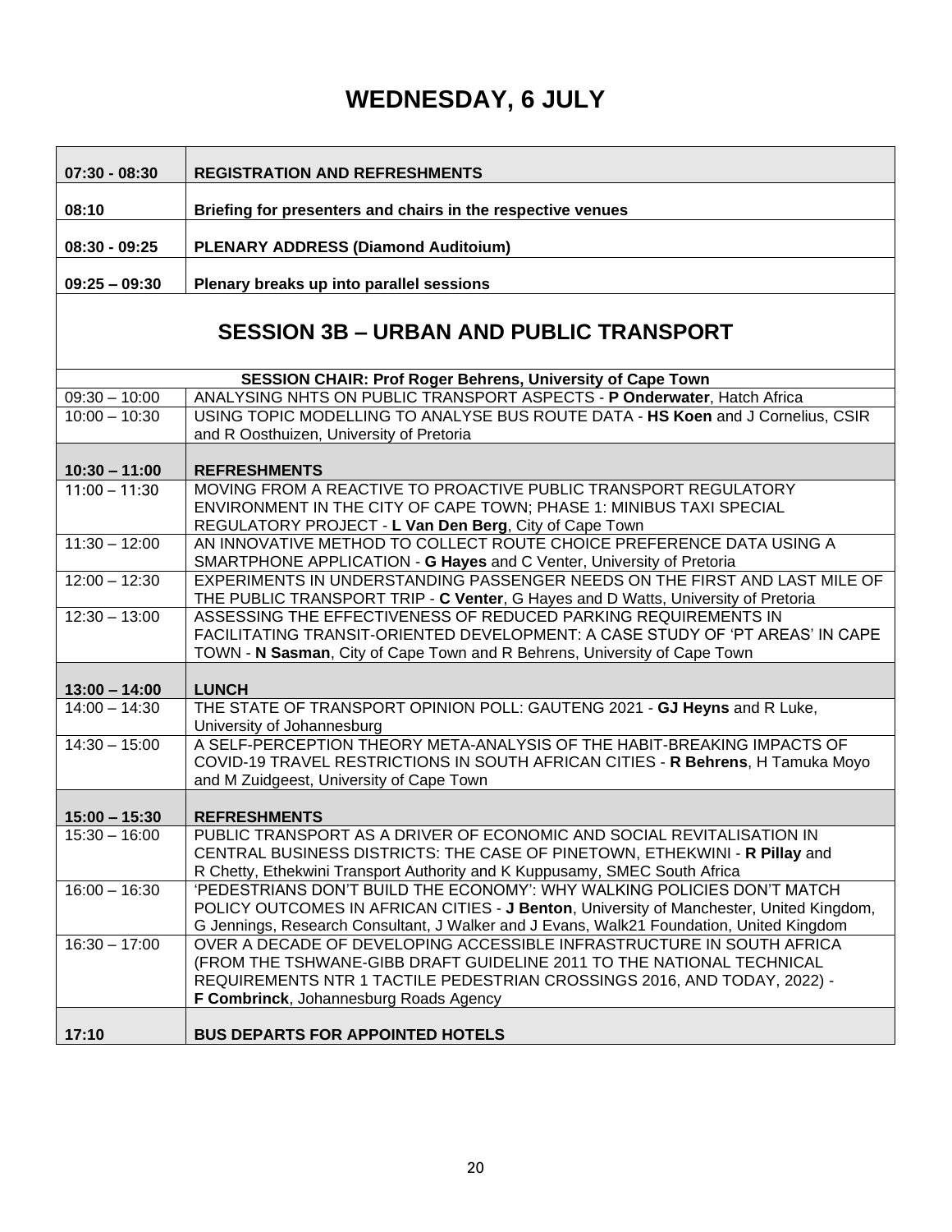# WEDNESDAY, 6 JULY

| | |
|---|---|
| **07:30 - 08:30** | **REGISTRATION AND REFRESHMENTS** |
| **08:10** | **Briefing for presenters and chairs in the respective venues** |
| **08:30 - 09:25** | **PLENARY ADDRESS (Diamond Auditoium)** |
| **09:25 – 09:30** | **Plenary breaks up into parallel sessions** |

## SESSION 3B – URBAN AND PUBLIC TRANSPORT

**SESSION CHAIR: Prof Roger Behrens, University of Cape Town**

| | |
|---|---|
| 09:30 – 10:00 | ANALYSING NHTS ON PUBLIC TRANSPORT ASPECTS - **P Onderwater**, Hatch Africa |
| 10:00 – 10:30 | USING TOPIC MODELLING TO ANALYSE BUS ROUTE DATA - **HS Koen** and J Cornelius, CSIR and R Oosthuizen, University of Pretoria |
| **10:30 – 11:00** | **REFRESHMENTS** |
| 11:00 – 11:30 | MOVING FROM A REACTIVE TO PROACTIVE PUBLIC TRANSPORT REGULATORY ENVIRONMENT IN THE CITY OF CAPE TOWN; PHASE 1: MINIBUS TAXI SPECIAL REGULATORY PROJECT - **L Van Den Berg**, City of Cape Town |
| 11:30 – 12:00 | AN INNOVATIVE METHOD TO COLLECT ROUTE CHOICE PREFERENCE DATA USING A SMARTPHONE APPLICATION - **G Hayes** and C Venter, University of Pretoria |
| 12:00 – 12:30 | EXPERIMENTS IN UNDERSTANDING PASSENGER NEEDS ON THE FIRST AND LAST MILE OF THE PUBLIC TRANSPORT TRIP - **C Venter**, G Hayes and D Watts, University of Pretoria |
| 12:30 – 13:00 | ASSESSING THE EFFECTIVENESS OF REDUCED PARKING REQUIREMENTS IN FACILITATING TRANSIT-ORIENTED DEVELOPMENT: A CASE STUDY OF 'PT AREAS' IN CAPE TOWN - **N Sasman**, City of Cape Town and R Behrens, University of Cape Town |
| **13:00 – 14:00** | **LUNCH** |
| 14:00 – 14:30 | THE STATE OF TRANSPORT OPINION POLL: GAUTENG 2021 - **GJ Heyns** and R Luke, University of Johannesburg |
| 14:30 – 15:00 | A SELF-PERCEPTION THEORY META-ANALYSIS OF THE HABIT-BREAKING IMPACTS OF COVID-19 TRAVEL RESTRICTIONS IN SOUTH AFRICAN CITIES - **R Behrens**, H Tamuka Moyo and M Zuidgeest, University of Cape Town |
| **15:00 – 15:30** | **REFRESHMENTS** |
| 15:30 – 16:00 | PUBLIC TRANSPORT AS A DRIVER OF ECONOMIC AND SOCIAL REVITALISATION IN CENTRAL BUSINESS DISTRICTS: THE CASE OF PINETOWN, ETHEKWINI - **R Pillay** and R Chetty, Ethekwini Transport Authority and K Kuppusamy, SMEC South Africa |
| 16:00 – 16:30 | 'PEDESTRIANS DON'T BUILD THE ECONOMY': WHY WALKING POLICIES DON'T MATCH POLICY OUTCOMES IN AFRICAN CITIES - **J Benton**, University of Manchester, United Kingdom, G Jennings, Research Consultant, J Walker and J Evans, Walk21 Foundation, United Kingdom |
| 16:30 – 17:00 | OVER A DECADE OF DEVELOPING ACCESSIBLE INFRASTRUCTURE IN SOUTH AFRICA (FROM THE TSHWANE-GIBB DRAFT GUIDELINE 2011 TO THE NATIONAL TECHNICAL REQUIREMENTS NTR 1 TACTILE PEDESTRIAN CROSSINGS 2016, AND TODAY, 2022) - **F Combrinck**, Johannesburg Roads Agency |
| **17:10** | **BUS DEPARTS FOR APPOINTED HOTELS** |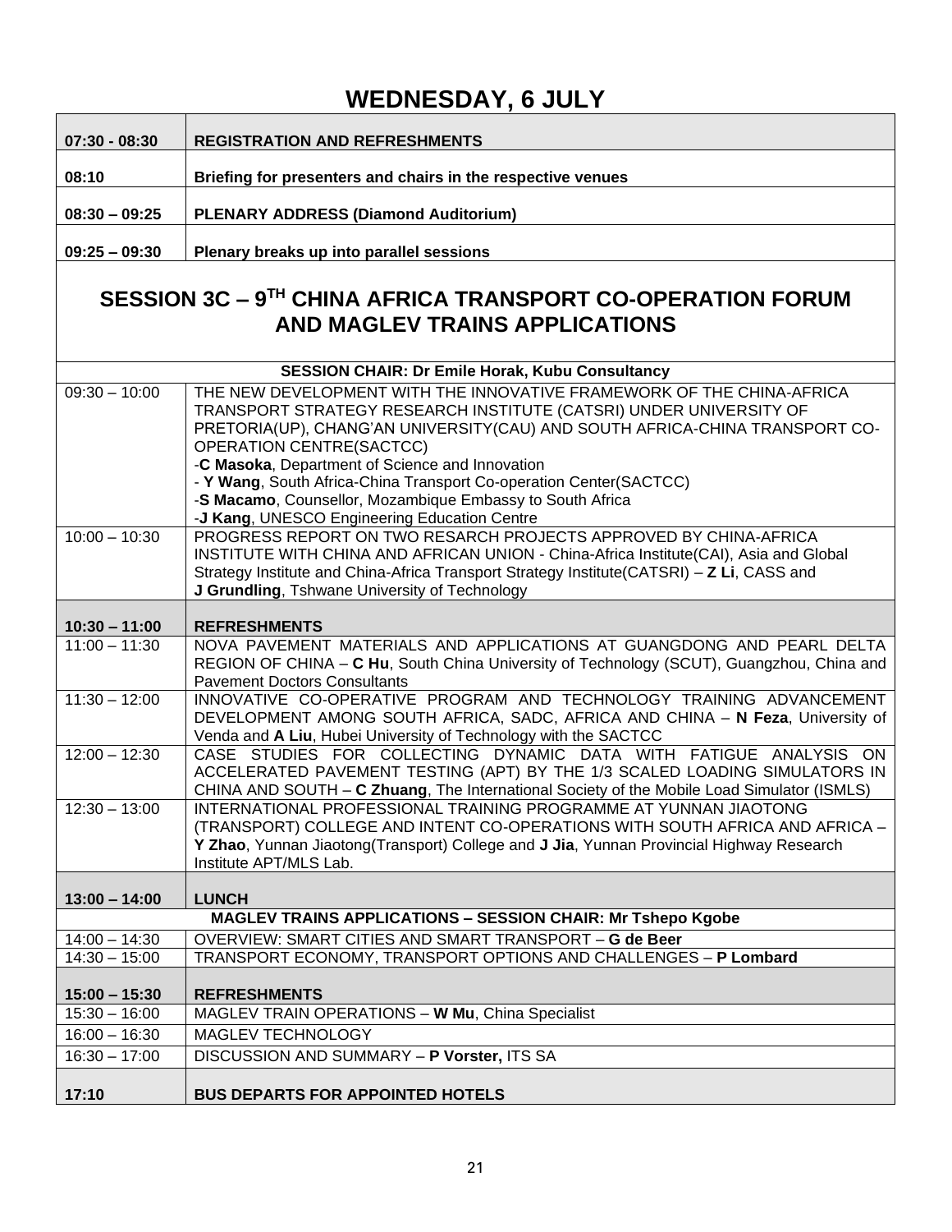# WEDNESDAY, 6 JULY

| | |
|---|---|
| **07:30 - 08:30** | **REGISTRATION AND REFRESHMENTS** |
| **08:10** | **Briefing for presenters and chairs in the respective venues** |
| **08:30 – 09:25** | **PLENARY ADDRESS (Diamond Auditorium)** |
| **09:25 – 09:30** | **Plenary breaks up into parallel sessions** |

## SESSION 3C – 9TH CHINA AFRICA TRANSPORT CO-OPERATION FORUM AND MAGLEV TRAINS APPLICATIONS

| | |
|---|---|
| | **SESSION CHAIR: Dr Emile Horak, Kubu Consultancy** |
| 09:30 – 10:00 | THE NEW DEVELOPMENT WITH THE INNOVATIVE FRAMEWORK OF THE CHINA-AFRICA TRANSPORT STRATEGY RESEARCH INSTITUTE (CATSRI) UNDER UNIVERSITY OF PRETORIA(UP), CHANG'AN UNIVERSITY(CAU) AND SOUTH AFRICA-CHINA TRANSPORT CO-OPERATION CENTRE(SACTCC)<br>-**C Masoka**, Department of Science and Innovation<br>- **Y Wang**, South Africa-China Transport Co-operation Center(SACTCC)<br>-**S Macamo**, Counsellor, Mozambique Embassy to South Africa<br>-**J Kang**, UNESCO Engineering Education Centre |
| 10:00 – 10:30 | PROGRESS REPORT ON TWO RESARCH PROJECTS APPROVED BY CHINA-AFRICA INSTITUTE WITH CHINA AND AFRICAN UNION - China-Africa Institute(CAI), Asia and Global Strategy Institute and China-Africa Transport Strategy Institute(CATSRI) – **Z Li**, CASS and **J Grundling**, Tshwane University of Technology |
| **10:30 – 11:00** | **REFRESHMENTS** |
| 11:00 – 11:30 | NOVA PAVEMENT MATERIALS AND APPLICATIONS AT GUANGDONG AND PEARL DELTA REGION OF CHINA – **C Hu**, South China University of Technology (SCUT), Guangzhou, China and Pavement Doctors Consultants |
| 11:30 – 12:00 | INNOVATIVE CO-OPERATIVE PROGRAM AND TECHNOLOGY TRAINING ADVANCEMENT DEVELOPMENT AMONG SOUTH AFRICA, SADC, AFRICA AND CHINA – **N Feza**, University of Venda and **A Liu**, Hubei University of Technology with the SACTCC |
| 12:00 – 12:30 | CASE STUDIES FOR COLLECTING DYNAMIC DATA WITH FATIGUE ANALYSIS ON ACCELERATED PAVEMENT TESTING (APT) BY THE 1/3 SCALED LOADING SIMULATORS IN CHINA AND SOUTH – **C Zhuang**, The International Society of the Mobile Load Simulator (ISMLS) |
| 12:30 – 13:00 | INTERNATIONAL PROFESSIONAL TRAINING PROGRAMME AT YUNNAN JIAOTONG (TRANSPORT) COLLEGE AND INTENT CO-OPERATIONS WITH SOUTH AFRICA AND AFRICA – **Y Zhao**, Yunnan Jiaotong(Transport) College and **J Jia**, Yunnan Provincial Highway Research Institute APT/MLS Lab. |
| **13:00 – 14:00** | **LUNCH** |
| | **MAGLEV TRAINS APPLICATIONS – SESSION CHAIR: Mr Tshepo Kgobe** |
| 14:00 – 14:30 | OVERVIEW: SMART CITIES AND SMART TRANSPORT – **G de Beer** |
| 14:30 – 15:00 | TRANSPORT ECONOMY, TRANSPORT OPTIONS AND CHALLENGES – **P Lombard** |
| **15:00 – 15:30** | **REFRESHMENTS** |
| 15:30 – 16:00 | MAGLEV TRAIN OPERATIONS – **W Mu**, China Specialist |
| 16:00 – 16:30 | MAGLEV TECHNOLOGY |
| 16:30 – 17:00 | DISCUSSION AND SUMMARY – **P Vorster,** ITS SA |
| **17:10** | **BUS DEPARTS FOR APPOINTED HOTELS** |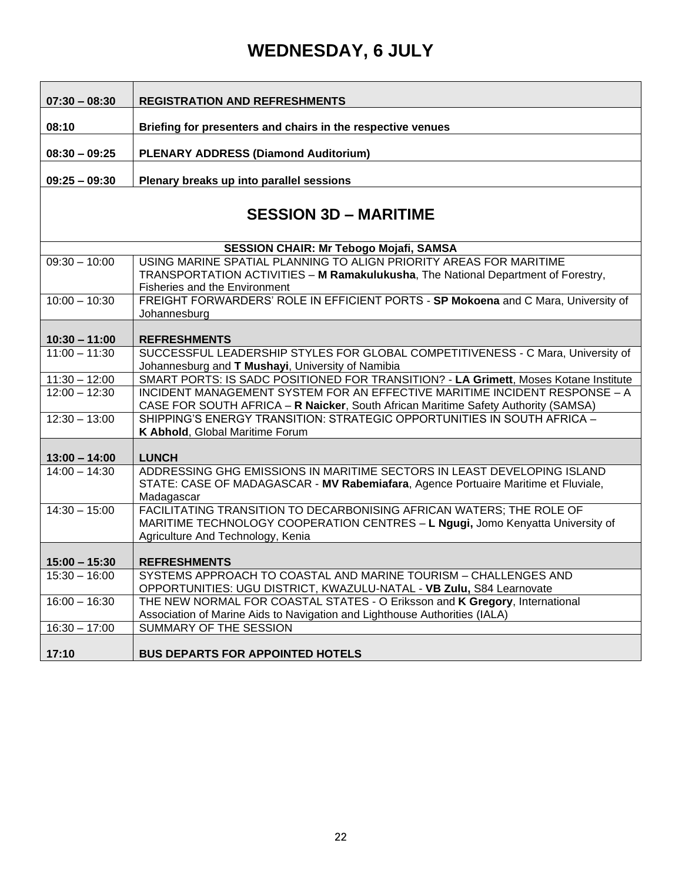# WEDNESDAY, 6 JULY

| | |
|---|---|
| **07:30 – 08:30** | **REGISTRATION AND REFRESHMENTS** |
| **08:10** | **Briefing for presenters and chairs in the respective venues** |
| **08:30 – 09:25** | **PLENARY ADDRESS (Diamond Auditorium)** |
| **09:25 – 09:30** | **Plenary breaks up into parallel sessions** |

## SESSION 3D – MARITIME

| **SESSION CHAIR: Mr Tebogo Mojafi, SAMSA** | |
|---|---|
| 09:30 – 10:00 | USING MARINE SPATIAL PLANNING TO ALIGN PRIORITY AREAS FOR MARITIME TRANSPORTATION ACTIVITIES – **M Ramakulukusha**, The National Department of Forestry, Fisheries and the Environment |
| 10:00 – 10:30 | FREIGHT FORWARDERS' ROLE IN EFFICIENT PORTS - **SP Mokoena** and C Mara, University of Johannesburg |
| **10:30 – 11:00** | **REFRESHMENTS** |
| 11:00 – 11:30 | SUCCESSFUL LEADERSHIP STYLES FOR GLOBAL COMPETITIVENESS - C Mara, University of Johannesburg and **T Mushayi**, University of Namibia |
| 11:30 – 12:00 | SMART PORTS: IS SADC POSITIONED FOR TRANSITION? - **LA Grimett**, Moses Kotane Institute |
| 12:00 – 12:30 | INCIDENT MANAGEMENT SYSTEM FOR AN EFFECTIVE MARITIME INCIDENT RESPONSE – A CASE FOR SOUTH AFRICA – **R Naicker**, South African Maritime Safety Authority (SAMSA) |
| 12:30 – 13:00 | SHIPPING'S ENERGY TRANSITION: STRATEGIC OPPORTUNITIES IN SOUTH AFRICA – **K Abhold**, Global Maritime Forum |
| **13:00 – 14:00** | **LUNCH** |
| 14:00 – 14:30 | ADDRESSING GHG EMISSIONS IN MARITIME SECTORS IN LEAST DEVELOPING ISLAND STATE: CASE OF MADAGASCAR - **MV Rabemiafara**, Agence Portuaire Maritime et Fluviale, Madagascar |
| 14:30 – 15:00 | FACILITATING TRANSITION TO DECARBONISING AFRICAN WATERS; THE ROLE OF MARITIME TECHNOLOGY COOPERATION CENTRES – **L Ngugi,** Jomo Kenyatta University of Agriculture And Technology, Kenia |
| **15:00 – 15:30** | **REFRESHMENTS** |
| 15:30 – 16:00 | SYSTEMS APPROACH TO COASTAL AND MARINE TOURISM – CHALLENGES AND OPPORTUNITIES: UGU DISTRICT, KWAZULU-NATAL - **VB Zulu,** S84 Learnovate |
| 16:00 – 16:30 | THE NEW NORMAL FOR COASTAL STATES - O Eriksson and **K Gregory**, International Association of Marine Aids to Navigation and Lighthouse Authorities (IALA) |
| 16:30 – 17:00 | SUMMARY OF THE SESSION |
| **17:10** | **BUS DEPARTS FOR APPOINTED HOTELS** |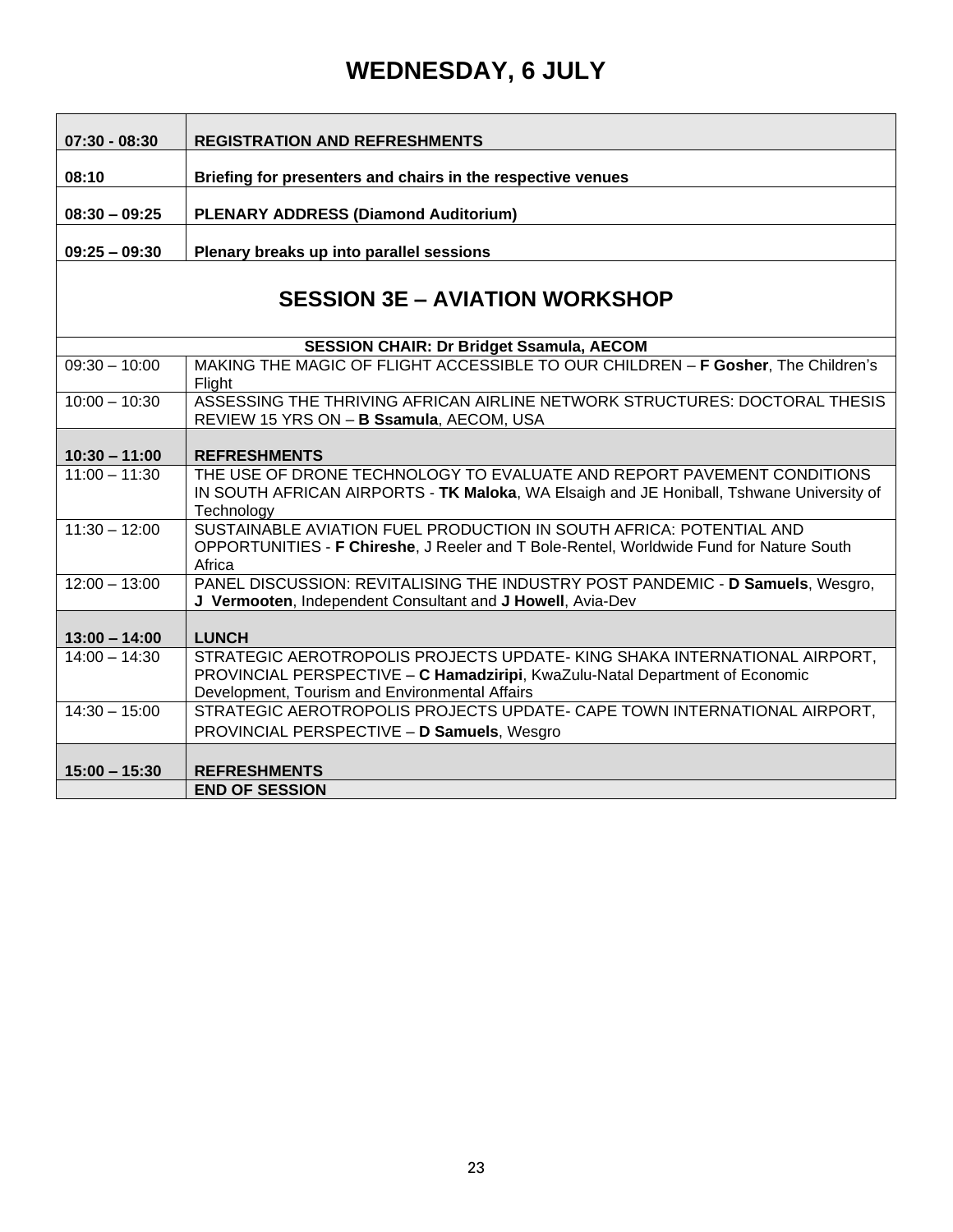# WEDNESDAY, 6 JULY

| | |
|---|---|
| **07:30 - 08:30** | **REGISTRATION AND REFRESHMENTS** |
| **08:10** | **Briefing for presenters and chairs in the respective venues** |
| **08:30 – 09:25** | **PLENARY ADDRESS (Diamond Auditorium)** |
| **09:25 – 09:30** | **Plenary breaks up into parallel sessions** |

## SESSION 3E – AVIATION WORKSHOP

| **SESSION CHAIR: Dr Bridget Ssamula, AECOM** | |
|---|---|
| 09:30 – 10:00 | MAKING THE MAGIC OF FLIGHT ACCESSIBLE TO OUR CHILDREN – **F Gosher**, The Children's Flight |
| 10:00 – 10:30 | ASSESSING THE THRIVING AFRICAN AIRLINE NETWORK STRUCTURES: DOCTORAL THESIS REVIEW 15 YRS ON – **B Ssamula**, AECOM, USA |
| **10:30 – 11:00** | **REFRESHMENTS** |
| 11:00 – 11:30 | THE USE OF DRONE TECHNOLOGY TO EVALUATE AND REPORT PAVEMENT CONDITIONS IN SOUTH AFRICAN AIRPORTS - **TK Maloka**, WA Elsaigh and JE Honiball, Tshwane University of Technology |
| 11:30 – 12:00 | SUSTAINABLE AVIATION FUEL PRODUCTION IN SOUTH AFRICA: POTENTIAL AND OPPORTUNITIES - **F Chireshe**, J Reeler and T Bole-Rentel, Worldwide Fund for Nature South Africa |
| 12:00 – 13:00 | PANEL DISCUSSION: REVITALISING THE INDUSTRY POST PANDEMIC - **D Samuels**, Wesgro, **J Vermooten**, Independent Consultant and **J Howell**, Avia-Dev |
| **13:00 – 14:00** | **LUNCH** |
| 14:00 – 14:30 | STRATEGIC AEROTROPOLIS PROJECTS UPDATE- KING SHAKA INTERNATIONAL AIRPORT, PROVINCIAL PERSPECTIVE – **C Hamadziripi**, KwaZulu-Natal Department of Economic Development, Tourism and Environmental Affairs |
| 14:30 – 15:00 | STRATEGIC AEROTROPOLIS PROJECTS UPDATE- CAPE TOWN INTERNATIONAL AIRPORT, PROVINCIAL PERSPECTIVE – **D Samuels**, Wesgro |
| **15:00 – 15:30** | **REFRESHMENTS** |
| | **END OF SESSION** |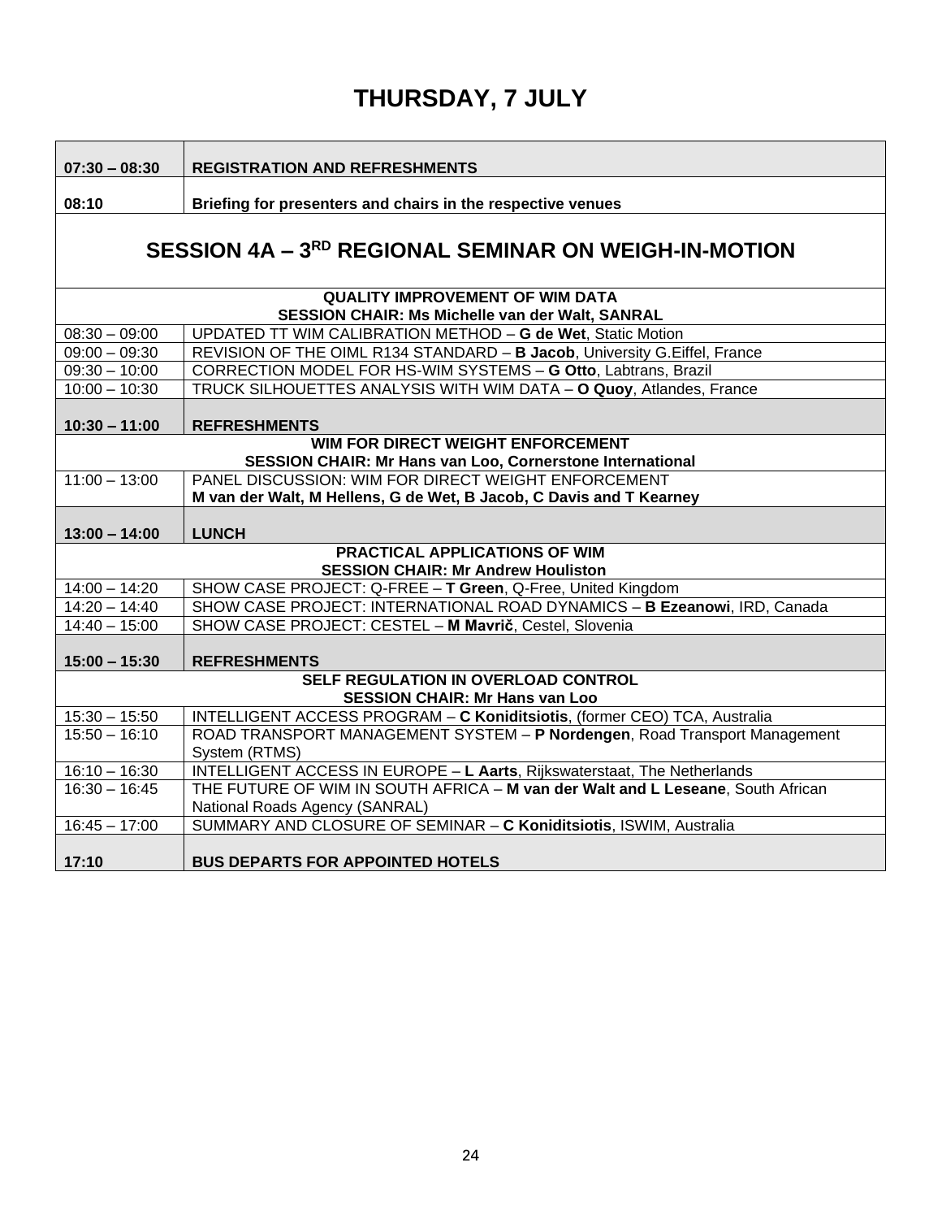# THURSDAY, 7 JULY

| | |
|---|---|
| **07:30 – 08:30** | **REGISTRATION AND REFRESHMENTS** |
| **08:10** | **Briefing for presenters and chairs in the respective venues** |
| **SESSION 4A – 3RD REGIONAL SEMINAR ON WEIGH-IN-MOTION** | |
| **QUALITY IMPROVEMENT OF WIM DATA**<br>**SESSION CHAIR: Ms Michelle van der Walt, SANRAL** | |
| 08:30 – 09:00 | UPDATED TT WIM CALIBRATION METHOD – **G de Wet**, Static Motion |
| 09:00 – 09:30 | REVISION OF THE OIML R134 STANDARD – **B Jacob**, University G.Eiffel, France |
| 09:30 – 10:00 | CORRECTION MODEL FOR HS-WIM SYSTEMS – **G Otto**, Labtrans, Brazil |
| 10:00 – 10:30 | TRUCK SILHOUETTES ANALYSIS WITH WIM DATA – **O Quoy**, Atlandes, France |
| **10:30 – 11:00** | **REFRESHMENTS** |
| **WIM FOR DIRECT WEIGHT ENFORCEMENT**<br>**SESSION CHAIR: Mr Hans van Loo, Cornerstone International** | |
| 11:00 – 13:00 | PANEL DISCUSSION: WIM FOR DIRECT WEIGHT ENFORCEMENT<br>**M van der Walt, M Hellens, G de Wet, B Jacob, C Davis and T Kearney** |
| **13:00 – 14:00** | **LUNCH** |
| **PRACTICAL APPLICATIONS OF WIM**<br>**SESSION CHAIR: Mr Andrew Houliston** | |
| 14:00 – 14:20 | SHOW CASE PROJECT: Q-FREE – **T Green**, Q-Free, United Kingdom |
| 14:20 – 14:40 | SHOW CASE PROJECT: INTERNATIONAL ROAD DYNAMICS – **B Ezeanowi**, IRD, Canada |
| 14:40 – 15:00 | SHOW CASE PROJECT: CESTEL – **M Mavrič**, Cestel, Slovenia |
| **15:00 – 15:30** | **REFRESHMENTS** |
| **SELF REGULATION IN OVERLOAD CONTROL**<br>**SESSION CHAIR: Mr Hans van Loo** | |
| 15:30 – 15:50 | INTELLIGENT ACCESS PROGRAM – **C Koniditsiotis**, (former CEO) TCA, Australia |
| 15:50 – 16:10 | ROAD TRANSPORT MANAGEMENT SYSTEM – **P Nordengen**, Road Transport Management System (RTMS) |
| 16:10 – 16:30 | INTELLIGENT ACCESS IN EUROPE – **L Aarts**, Rijkswaterstaat, The Netherlands |
| 16:30 – 16:45 | THE FUTURE OF WIM IN SOUTH AFRICA – **M van der Walt and L Leseane**, South African National Roads Agency (SANRAL) |
| 16:45 – 17:00 | SUMMARY AND CLOSURE OF SEMINAR – **C Koniditsiotis**, ISWIM, Australia |
| **17:10** | **BUS DEPARTS FOR APPOINTED HOTELS** |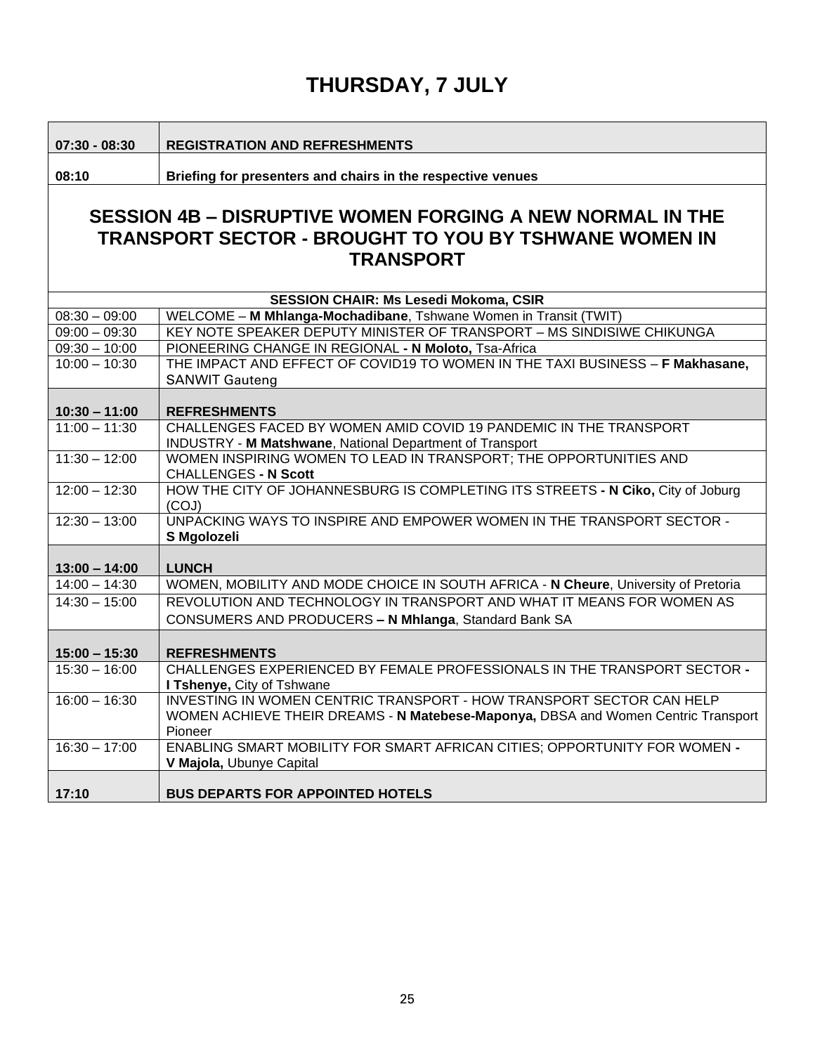# THURSDAY, 7 JULY

| | |
|---|---|
| **07:30 - 08:30** | **REGISTRATION AND REFRESHMENTS** |
| **08:10** | **Briefing for presenters and chairs in the respective venues** |

## SESSION 4B – DISRUPTIVE WOMEN FORGING A NEW NORMAL IN THE TRANSPORT SECTOR - BROUGHT TO YOU BY TSHWANE WOMEN IN TRANSPORT

| **SESSION CHAIR: Ms Lesedi Mokoma, CSIR** | |
|---|---|
| 08:30 – 09:00 | WELCOME – **M Mhlanga-Mochadibane**, Tshwane Women in Transit (TWIT) |
| 09:00 – 09:30 | KEY NOTE SPEAKER DEPUTY MINISTER OF TRANSPORT – MS SINDISIWE CHIKUNGA |
| 09:30 – 10:00 | PIONEERING CHANGE IN REGIONAL **- N Moloto,** Tsa-Africa |
| 10:00 – 10:30 | THE IMPACT AND EFFECT OF COVID19 TO WOMEN IN THE TAXI BUSINESS – **F Makhasane,** SANWIT Gauteng |
| **10:30 – 11:00** | **REFRESHMENTS** |
| 11:00 – 11:30 | CHALLENGES FACED BY WOMEN AMID COVID 19 PANDEMIC IN THE TRANSPORT INDUSTRY - **M Matshwane**, National Department of Transport |
| 11:30 – 12:00 | WOMEN INSPIRING WOMEN TO LEAD IN TRANSPORT; THE OPPORTUNITIES AND CHALLENGES **- N Scott** |
| 12:00 – 12:30 | HOW THE CITY OF JOHANNESBURG IS COMPLETING ITS STREETS **- N Ciko,** City of Joburg (COJ) |
| 12:30 – 13:00 | UNPACKING WAYS TO INSPIRE AND EMPOWER WOMEN IN THE TRANSPORT SECTOR - **S Mgolozeli** |
| **13:00 – 14:00** | **LUNCH** |
| 14:00 – 14:30 | WOMEN, MOBILITY AND MODE CHOICE IN SOUTH AFRICA - **N Cheure**, University of Pretoria |
| 14:30 – 15:00 | REVOLUTION AND TECHNOLOGY IN TRANSPORT AND WHAT IT MEANS FOR WOMEN AS CONSUMERS AND PRODUCERS **– N Mhlanga**, Standard Bank SA |
| **15:00 – 15:30** | **REFRESHMENTS** |
| 15:30 – 16:00 | CHALLENGES EXPERIENCED BY FEMALE PROFESSIONALS IN THE TRANSPORT SECTOR **- I Tshenye,** City of Tshwane |
| 16:00 – 16:30 | INVESTING IN WOMEN CENTRIC TRANSPORT - HOW TRANSPORT SECTOR CAN HELP WOMEN ACHIEVE THEIR DREAMS - **N Matebese-Maponya,** DBSA and Women Centric Transport Pioneer |
| 16:30 – 17:00 | ENABLING SMART MOBILITY FOR SMART AFRICAN CITIES; OPPORTUNITY FOR WOMEN **- V Majola,** Ubunye Capital |
| **17:10** | **BUS DEPARTS FOR APPOINTED HOTELS** |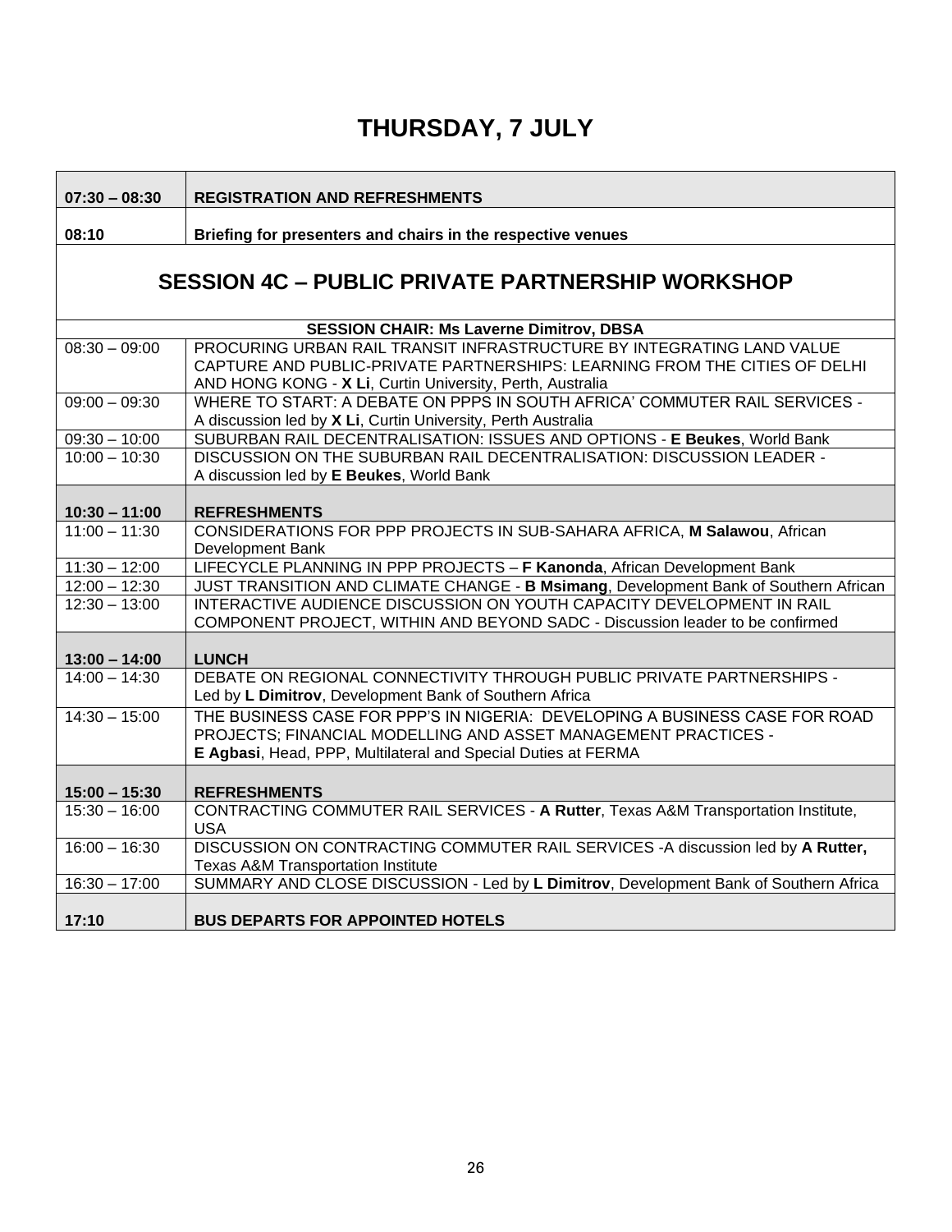# THURSDAY, 7 JULY

| | |
|---|---|
| **07:30 – 08:30** | **REGISTRATION AND REFRESHMENTS** |
| **08:10** | **Briefing for presenters and chairs in the respective venues** |

## SESSION 4C – PUBLIC PRIVATE PARTNERSHIP WORKSHOP

**SESSION CHAIR: Ms Laverne Dimitrov, DBSA**

| | |
|---|---|
| 08:30 – 09:00 | PROCURING URBAN RAIL TRANSIT INFRASTRUCTURE BY INTEGRATING LAND VALUE CAPTURE AND PUBLIC-PRIVATE PARTNERSHIPS: LEARNING FROM THE CITIES OF DELHI AND HONG KONG - **X Li**, Curtin University, Perth, Australia |
| 09:00 – 09:30 | WHERE TO START: A DEBATE ON PPPS IN SOUTH AFRICA' COMMUTER RAIL SERVICES - A discussion led by **X Li**, Curtin University, Perth Australia |
| 09:30 – 10:00 | SUBURBAN RAIL DECENTRALISATION: ISSUES AND OPTIONS - **E Beukes**, World Bank |
| 10:00 – 10:30 | DISCUSSION ON THE SUBURBAN RAIL DECENTRALISATION: DISCUSSION LEADER - A discussion led by **E Beukes**, World Bank |
| **10:30 – 11:00** | **REFRESHMENTS** |
| 11:00 – 11:30 | CONSIDERATIONS FOR PPP PROJECTS IN SUB-SAHARA AFRICA, **M Salawou**, African Development Bank |
| 11:30 – 12:00 | LIFECYCLE PLANNING IN PPP PROJECTS – **F Kanonda**, African Development Bank |
| 12:00 – 12:30 | JUST TRANSITION AND CLIMATE CHANGE - **B Msimang**, Development Bank of Southern African |
| 12:30 – 13:00 | INTERACTIVE AUDIENCE DISCUSSION ON YOUTH CAPACITY DEVELOPMENT IN RAIL COMPONENT PROJECT, WITHIN AND BEYOND SADC - Discussion leader to be confirmed |
| **13:00 – 14:00** | **LUNCH** |
| 14:00 – 14:30 | DEBATE ON REGIONAL CONNECTIVITY THROUGH PUBLIC PRIVATE PARTNERSHIPS - Led by **L Dimitrov**, Development Bank of Southern Africa |
| 14:30 – 15:00 | THE BUSINESS CASE FOR PPP'S IN NIGERIA: DEVELOPING A BUSINESS CASE FOR ROAD PROJECTS; FINANCIAL MODELLING AND ASSET MANAGEMENT PRACTICES - **E Agbasi**, Head, PPP, Multilateral and Special Duties at FERMA |
| **15:00 – 15:30** | **REFRESHMENTS** |
| 15:30 – 16:00 | CONTRACTING COMMUTER RAIL SERVICES - **A Rutter**, Texas A&M Transportation Institute, USA |
| 16:00 – 16:30 | DISCUSSION ON CONTRACTING COMMUTER RAIL SERVICES -A discussion led by **A Rutter,** Texas A&M Transportation Institute |
| 16:30 – 17:00 | SUMMARY AND CLOSE DISCUSSION - Led by **L Dimitrov**, Development Bank of Southern Africa |
| **17:10** | **BUS DEPARTS FOR APPOINTED HOTELS** |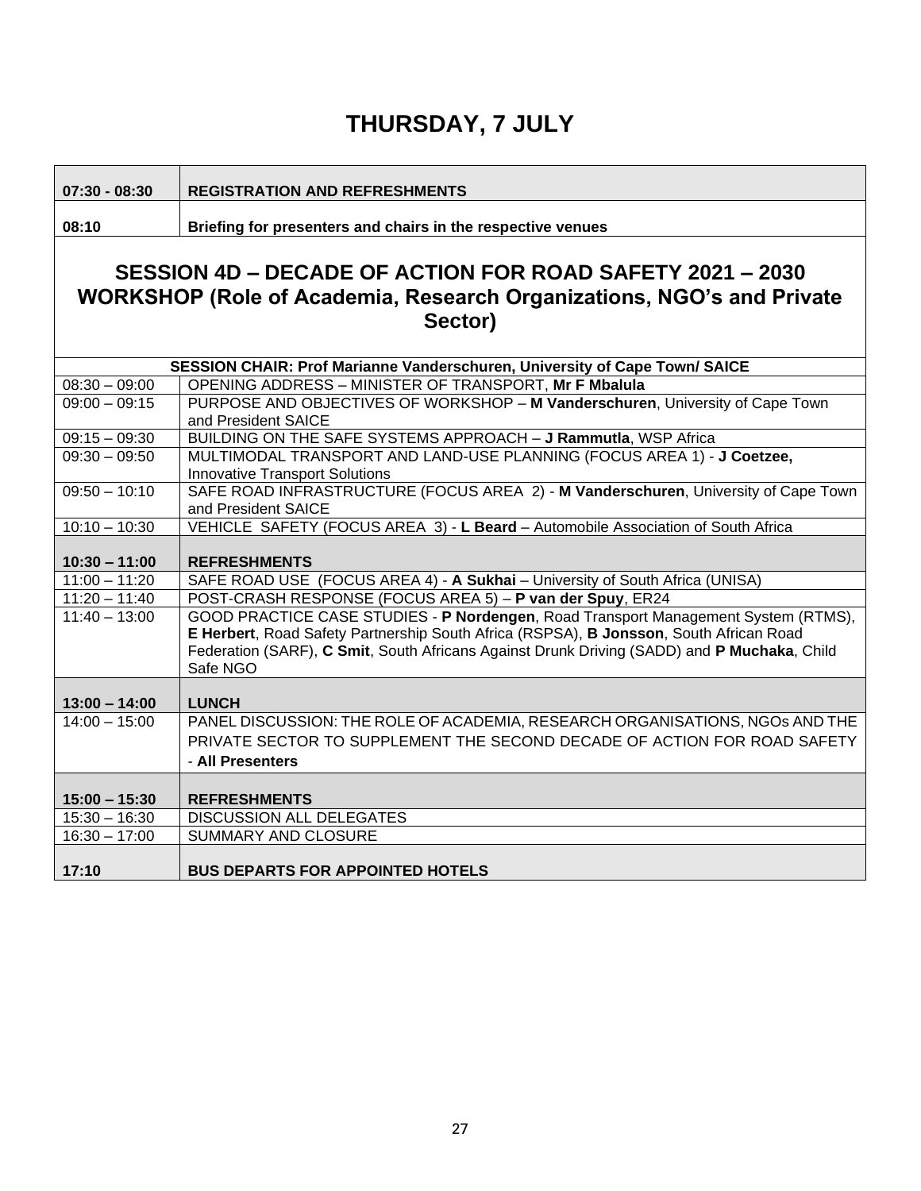# THURSDAY, 7 JULY

| | |
|---|---|
| **07:30 - 08:30** | **REGISTRATION AND REFRESHMENTS** |
| **08:10** | **Briefing for presenters and chairs in the respective venues** |

## SESSION 4D – DECADE OF ACTION FOR ROAD SAFETY 2021 – 2030 WORKSHOP (Role of Academia, Research Organizations, NGO's and Private Sector)

| **SESSION CHAIR: Prof Marianne Vanderschuren, University of Cape Town/ SAICE** | |
|---|---|
| 08:30 – 09:00 | OPENING ADDRESS – MINISTER OF TRANSPORT, **Mr F Mbalula** |
| 09:00 – 09:15 | PURPOSE AND OBJECTIVES OF WORKSHOP – **M Vanderschuren**, University of Cape Town and President SAICE |
| 09:15 – 09:30 | BUILDING ON THE SAFE SYSTEMS APPROACH – **J Rammutla**, WSP Africa |
| 09:30 – 09:50 | MULTIMODAL TRANSPORT AND LAND-USE PLANNING (FOCUS AREA 1) - **J Coetzee,** Innovative Transport Solutions |
| 09:50 – 10:10 | SAFE ROAD INFRASTRUCTURE (FOCUS AREA 2) - **M Vanderschuren**, University of Cape Town and President SAICE |
| 10:10 – 10:30 | VEHICLE SAFETY (FOCUS AREA 3) - **L Beard** – Automobile Association of South Africa |
| **10:30 – 11:00** | **REFRESHMENTS** |
| 11:00 – 11:20 | SAFE ROAD USE (FOCUS AREA 4) - **A Sukhai** – University of South Africa (UNISA) |
| 11:20 – 11:40 | POST-CRASH RESPONSE (FOCUS AREA 5) – **P van der Spuy**, ER24 |
| 11:40 – 13:00 | GOOD PRACTICE CASE STUDIES - **P Nordengen**, Road Transport Management System (RTMS), **E Herbert**, Road Safety Partnership South Africa (RSPSA), **B Jonsson**, South African Road Federation (SARF), **C Smit**, South Africans Against Drunk Driving (SADD) and **P Muchaka**, Child Safe NGO |
| **13:00 – 14:00** | **LUNCH** |
| 14:00 – 15:00 | PANEL DISCUSSION: THE ROLE OF ACADEMIA, RESEARCH ORGANISATIONS, NGOs AND THE PRIVATE SECTOR TO SUPPLEMENT THE SECOND DECADE OF ACTION FOR ROAD SAFETY - **All Presenters** |
| **15:00 – 15:30** | **REFRESHMENTS** |
| 15:30 – 16:30 | DISCUSSION ALL DELEGATES |
| 16:30 – 17:00 | SUMMARY AND CLOSURE |
| **17:10** | **BUS DEPARTS FOR APPOINTED HOTELS** |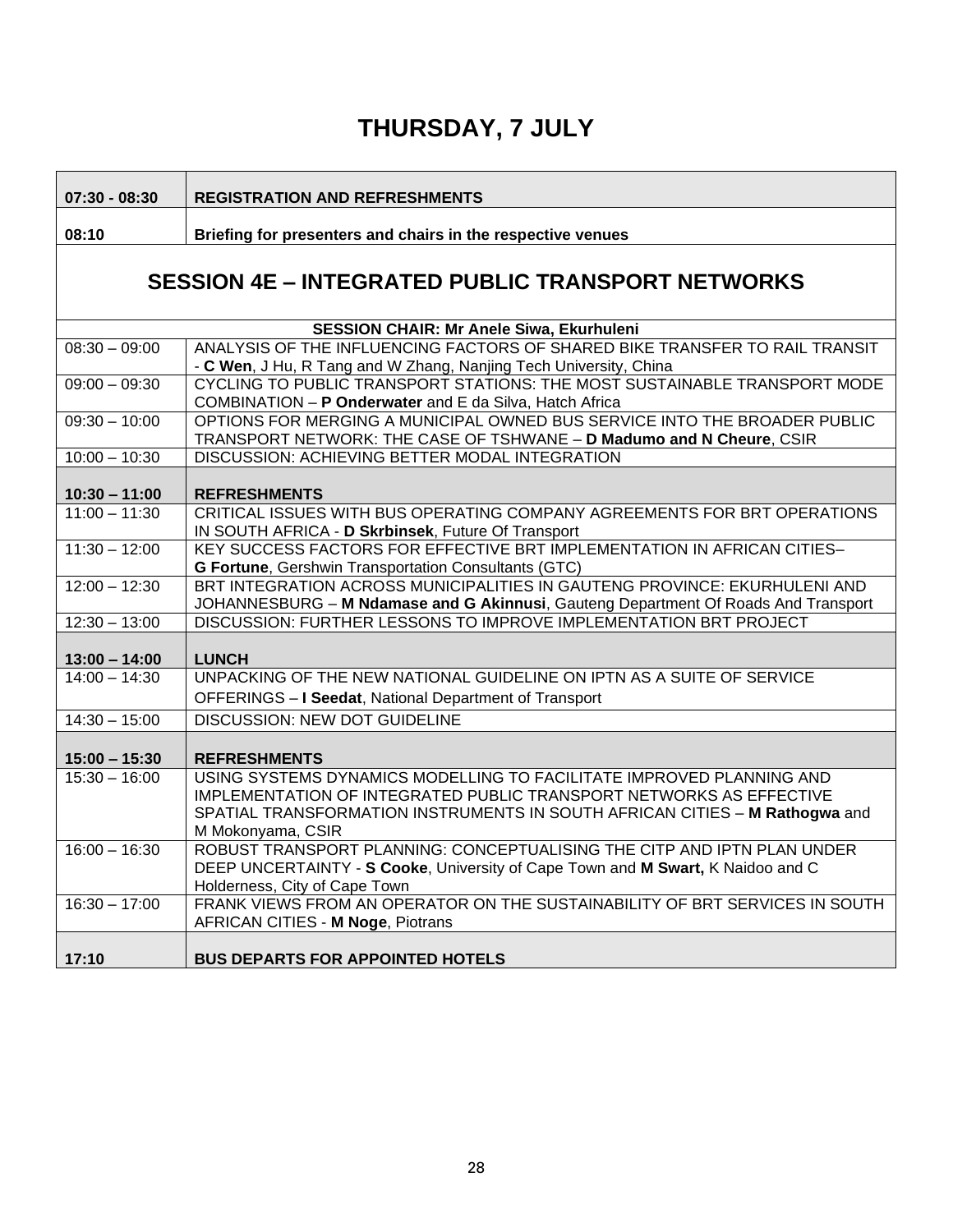# THURSDAY, 7 JULY

| | |
|---|---|
| **07:30 - 08:30** | **REGISTRATION AND REFRESHMENTS** |
| **08:10** | **Briefing for presenters and chairs in the respective venues** |

## SESSION 4E – INTEGRATED PUBLIC TRANSPORT NETWORKS

**SESSION CHAIR: Mr Anele Siwa, Ekurhuleni**

| | |
|---|---|
| 08:30 – 09:00 | ANALYSIS OF THE INFLUENCING FACTORS OF SHARED BIKE TRANSFER TO RAIL TRANSIT - **C Wen**, J Hu, R Tang and W Zhang, Nanjing Tech University, China |
| 09:00 – 09:30 | CYCLING TO PUBLIC TRANSPORT STATIONS: THE MOST SUSTAINABLE TRANSPORT MODE COMBINATION – **P Onderwater** and E da Silva, Hatch Africa |
| 09:30 – 10:00 | OPTIONS FOR MERGING A MUNICIPAL OWNED BUS SERVICE INTO THE BROADER PUBLIC TRANSPORT NETWORK: THE CASE OF TSHWANE – **D Madumo and N Cheure**, CSIR |
| 10:00 – 10:30 | DISCUSSION: ACHIEVING BETTER MODAL INTEGRATION |
| **10:30 – 11:00** | **REFRESHMENTS** |
| 11:00 – 11:30 | CRITICAL ISSUES WITH BUS OPERATING COMPANY AGREEMENTS FOR BRT OPERATIONS IN SOUTH AFRICA - **D Skrbinsek**, Future Of Transport |
| 11:30 – 12:00 | KEY SUCCESS FACTORS FOR EFFECTIVE BRT IMPLEMENTATION IN AFRICAN CITIES– **G Fortune**, Gershwin Transportation Consultants (GTC) |
| 12:00 – 12:30 | BRT INTEGRATION ACROSS MUNICIPALITIES IN GAUTENG PROVINCE: EKURHULENI AND JOHANNESBURG – **M Ndamase and G Akinnusi**, Gauteng Department Of Roads And Transport |
| 12:30 – 13:00 | DISCUSSION: FURTHER LESSONS TO IMPROVE IMPLEMENTATION BRT PROJECT |
| **13:00 – 14:00** | **LUNCH** |
| 14:00 – 14:30 | UNPACKING OF THE NEW NATIONAL GUIDELINE ON IPTN AS A SUITE OF SERVICE OFFERINGS – **I Seedat**, National Department of Transport |
| 14:30 – 15:00 | DISCUSSION: NEW DOT GUIDELINE |
| **15:00 – 15:30** | **REFRESHMENTS** |
| 15:30 – 16:00 | USING SYSTEMS DYNAMICS MODELLING TO FACILITATE IMPROVED PLANNING AND IMPLEMENTATION OF INTEGRATED PUBLIC TRANSPORT NETWORKS AS EFFECTIVE SPATIAL TRANSFORMATION INSTRUMENTS IN SOUTH AFRICAN CITIES – **M Rathogwa** and M Mokonyama, CSIR |
| 16:00 – 16:30 | ROBUST TRANSPORT PLANNING: CONCEPTUALISING THE CITP AND IPTN PLAN UNDER DEEP UNCERTAINTY - **S Cooke**, University of Cape Town and **M Swart,** K Naidoo and C Holderness, City of Cape Town |
| 16:30 – 17:00 | FRANK VIEWS FROM AN OPERATOR ON THE SUSTAINABILITY OF BRT SERVICES IN SOUTH AFRICAN CITIES - **M Noge**, Piotrans |
| **17:10** | **BUS DEPARTS FOR APPOINTED HOTELS** |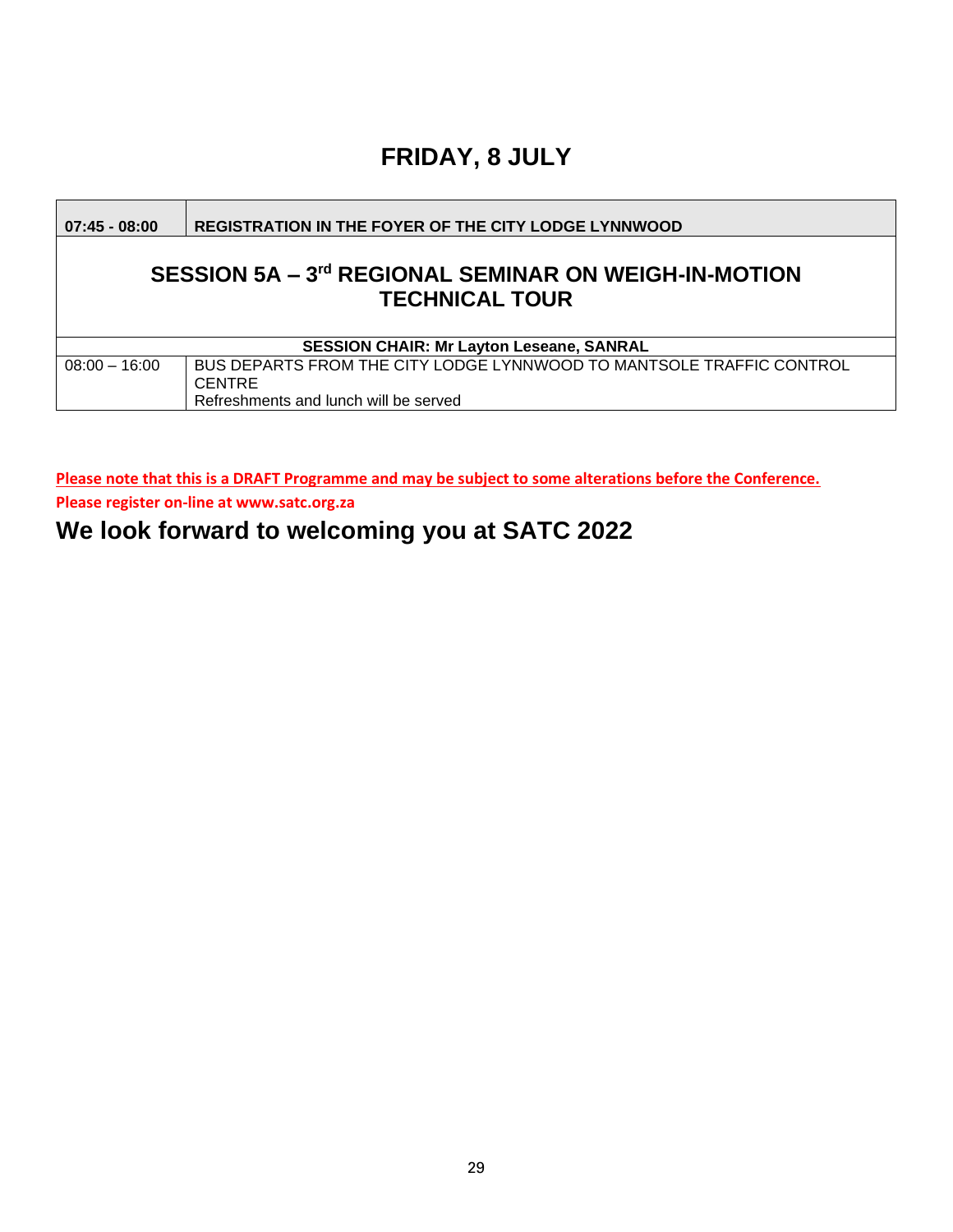# FRIDAY, 8 JULY

| | |
|---|---|
| **07:45 - 08:00** | **REGISTRATION IN THE FOYER OF THE CITY LODGE LYNNWOOD** |
| **SESSION 5A – 3rd REGIONAL SEMINAR ON WEIGH-IN-MOTION TECHNICAL TOUR** | |
| **SESSION CHAIR: Mr Layton Leseane, SANRAL** | |
| 08:00 – 16:00 | BUS DEPARTS FROM THE CITY LODGE LYNNWOOD TO MANTSOLE TRAFFIC CONTROL CENTRE<br>Refreshments and lunch will be served |

**Please note that this is a DRAFT Programme and may be subject to some alterations before the Conference.**

**Please register on-line at www.satc.org.za**

## We look forward to welcoming you at SATC 2022